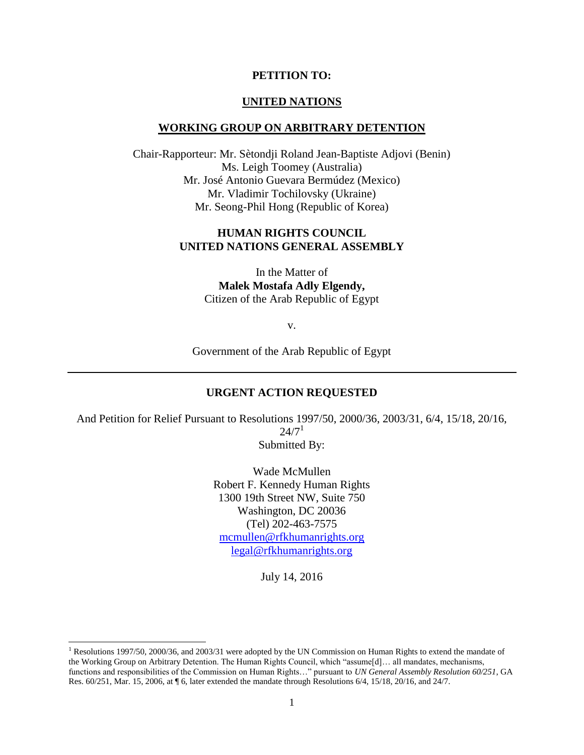**PETITION TO:**

**UNITED NATIONS**

**WORKING GROUP ON ARBITRARY DETENTION**

Chair-Rapporteur: Mr. Sètondji Roland Jean-Baptiste Adjovi (Benin)
Ms. Leigh Toomey (Australia)
Mr. José Antonio Guevara Bermúdez (Mexico)
Mr. Vladimir Tochilovsky (Ukraine)
Mr. Seong-Phil Hong (Republic of Korea)

**HUMAN RIGHTS COUNCIL**
**UNITED NATIONS GENERAL ASSEMBLY**

In the Matter of
**Malek Mostafa Adly Elgendy,**
Citizen of the Arab Republic of Egypt

v.

Government of the Arab Republic of Egypt

---

**URGENT ACTION REQUESTED**

And Petition for Relief Pursuant to Resolutions 1997/50, 2000/36, 2003/31, 6/4, 15/18, 20/16, 24/7[1]

Submitted By:

Wade McMullen
Robert F. Kennedy Human Rights
1300 19th Street NW, Suite 750
Washington, DC 20036
(Tel) 202-463-7575
mcmullen@rfkhumanrights.org
legal@rfkhumanrights.org

July 14, 2016

---

[1] Resolutions 1997/50, 2000/36, and 2003/31 were adopted by the UN Commission on Human Rights to extend the mandate of the Working Group on Arbitrary Detention. The Human Rights Council, which "assume[d]… all mandates, mechanisms, functions and responsibilities of the Commission on Human Rights…" pursuant to *UN General Assembly Resolution 60/251*, GA Res. 60/251, Mar. 15, 2006, at ¶ 6, later extended the mandate through Resolutions 6/4, 15/18, 20/16, and 24/7.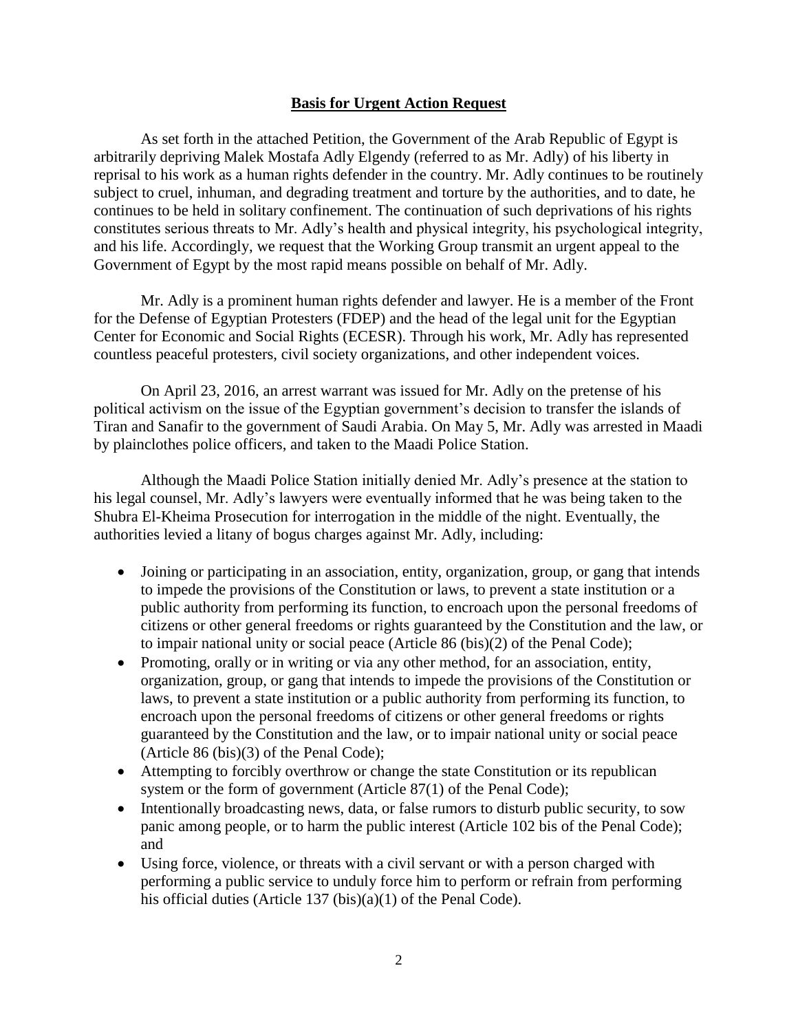## Basis for Urgent Action Request

As set forth in the attached Petition, the Government of the Arab Republic of Egypt is arbitrarily depriving Malek Mostafa Adly Elgendy (referred to as Mr. Adly) of his liberty in reprisal to his work as a human rights defender in the country. Mr. Adly continues to be routinely subject to cruel, inhuman, and degrading treatment and torture by the authorities, and to date, he continues to be held in solitary confinement. The continuation of such deprivations of his rights constitutes serious threats to Mr. Adly's health and physical integrity, his psychological integrity, and his life. Accordingly, we request that the Working Group transmit an urgent appeal to the Government of Egypt by the most rapid means possible on behalf of Mr. Adly.

Mr. Adly is a prominent human rights defender and lawyer. He is a member of the Front for the Defense of Egyptian Protesters (FDEP) and the head of the legal unit for the Egyptian Center for Economic and Social Rights (ECESR). Through his work, Mr. Adly has represented countless peaceful protesters, civil society organizations, and other independent voices.

On April 23, 2016, an arrest warrant was issued for Mr. Adly on the pretense of his political activism on the issue of the Egyptian government's decision to transfer the islands of Tiran and Sanafir to the government of Saudi Arabia. On May 5, Mr. Adly was arrested in Maadi by plainclothes police officers, and taken to the Maadi Police Station.

Although the Maadi Police Station initially denied Mr. Adly's presence at the station to his legal counsel, Mr. Adly's lawyers were eventually informed that he was being taken to the Shubra El-Kheima Prosecution for interrogation in the middle of the night. Eventually, the authorities levied a litany of bogus charges against Mr. Adly, including:

- Joining or participating in an association, entity, organization, group, or gang that intends to impede the provisions of the Constitution or laws, to prevent a state institution or a public authority from performing its function, to encroach upon the personal freedoms of citizens or other general freedoms or rights guaranteed by the Constitution and the law, or to impair national unity or social peace (Article 86 (bis)(2) of the Penal Code);
- Promoting, orally or in writing or via any other method, for an association, entity, organization, group, or gang that intends to impede the provisions of the Constitution or laws, to prevent a state institution or a public authority from performing its function, to encroach upon the personal freedoms of citizens or other general freedoms or rights guaranteed by the Constitution and the law, or to impair national unity or social peace (Article 86 (bis)(3) of the Penal Code);
- Attempting to forcibly overthrow or change the state Constitution or its republican system or the form of government (Article 87(1) of the Penal Code);
- Intentionally broadcasting news, data, or false rumors to disturb public security, to sow panic among people, or to harm the public interest (Article 102 bis of the Penal Code); and
- Using force, violence, or threats with a civil servant or with a person charged with performing a public service to unduly force him to perform or refrain from performing his official duties (Article 137 (bis)(a)(1) of the Penal Code).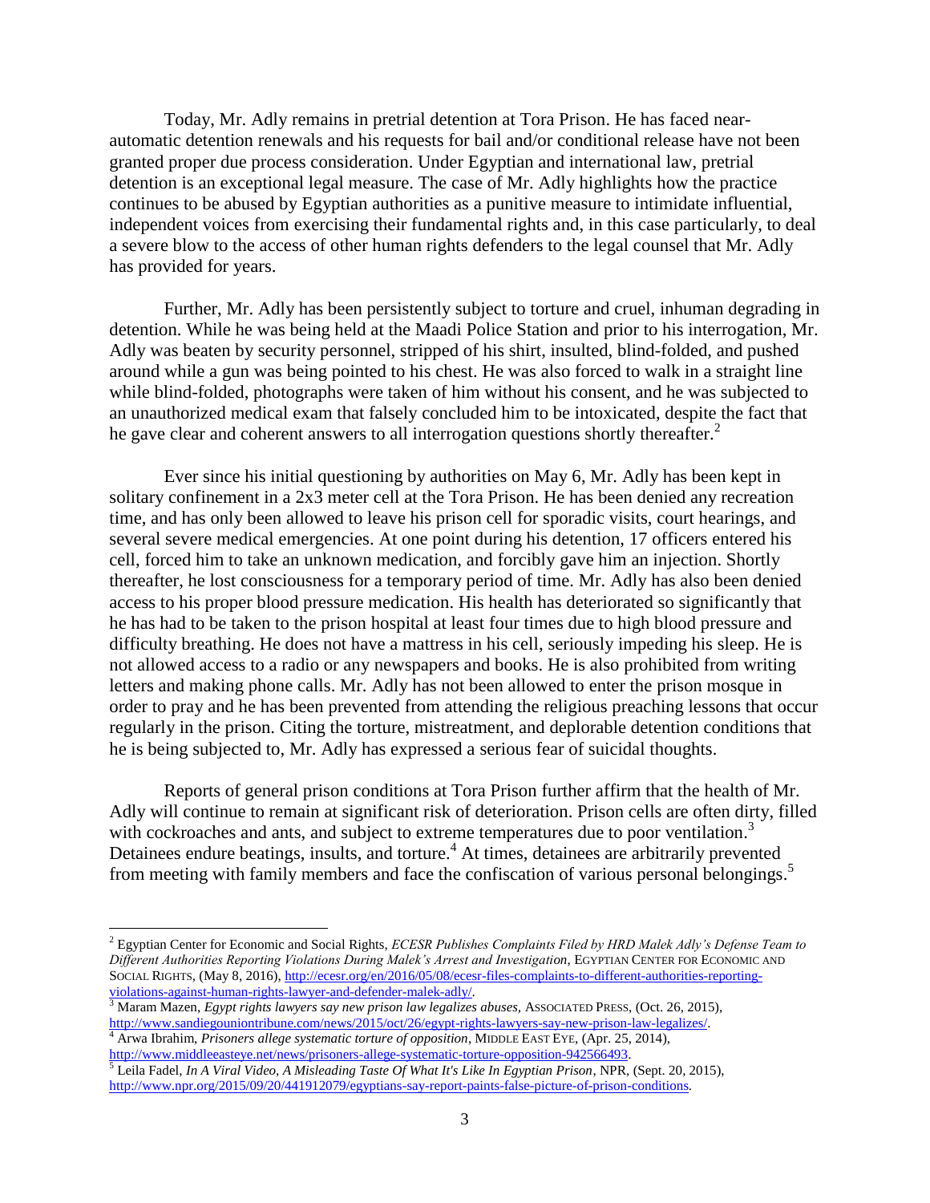Today, Mr. Adly remains in pretrial detention at Tora Prison. He has faced near-automatic detention renewals and his requests for bail and/or conditional release have not been granted proper due process consideration. Under Egyptian and international law, pretrial detention is an exceptional legal measure. The case of Mr. Adly highlights how the practice continues to be abused by Egyptian authorities as a punitive measure to intimidate influential, independent voices from exercising their fundamental rights and, in this case particularly, to deal a severe blow to the access of other human rights defenders to the legal counsel that Mr. Adly has provided for years.

Further, Mr. Adly has been persistently subject to torture and cruel, inhuman degrading in detention. While he was being held at the Maadi Police Station and prior to his interrogation, Mr. Adly was beaten by security personnel, stripped of his shirt, insulted, blind-folded, and pushed around while a gun was being pointed to his chest. He was also forced to walk in a straight line while blind-folded, photographs were taken of him without his consent, and he was subjected to an unauthorized medical exam that falsely concluded him to be intoxicated, despite the fact that he gave clear and coherent answers to all interrogation questions shortly thereafter.[2]

Ever since his initial questioning by authorities on May 6, Mr. Adly has been kept in solitary confinement in a 2x3 meter cell at the Tora Prison. He has been denied any recreation time, and has only been allowed to leave his prison cell for sporadic visits, court hearings, and several severe medical emergencies. At one point during his detention, 17 officers entered his cell, forced him to take an unknown medication, and forcibly gave him an injection. Shortly thereafter, he lost consciousness for a temporary period of time. Mr. Adly has also been denied access to his proper blood pressure medication. His health has deteriorated so significantly that he has had to be taken to the prison hospital at least four times due to high blood pressure and difficulty breathing. He does not have a mattress in his cell, seriously impeding his sleep. He is not allowed access to a radio or any newspapers and books. He is also prohibited from writing letters and making phone calls. Mr. Adly has not been allowed to enter the prison mosque in order to pray and he has been prevented from attending the religious preaching lessons that occur regularly in the prison. Citing the torture, mistreatment, and deplorable detention conditions that he is being subjected to, Mr. Adly has expressed a serious fear of suicidal thoughts.

Reports of general prison conditions at Tora Prison further affirm that the health of Mr. Adly will continue to remain at significant risk of deterioration. Prison cells are often dirty, filled with cockroaches and ants, and subject to extreme temperatures due to poor ventilation.[3] Detainees endure beatings, insults, and torture.[4] At times, detainees are arbitrarily prevented from meeting with family members and face the confiscation of various personal belongings.[5]

---

[2] Egyptian Center for Economic and Social Rights, *ECESR Publishes Complaints Filed by HRD Malek Adly's Defense Team to Different Authorities Reporting Violations During Malek's Arrest and Investigation*, EGYPTIAN CENTER FOR ECONOMIC AND SOCIAL RIGHTS, (May 8, 2016), http://ecesr.org/en/2016/05/08/ecesr-files-complaints-to-different-authorities-reporting-violations-against-human-rights-lawyer-and-defender-malek-adly/.

[3] Maram Mazen, *Egypt rights lawyers say new prison law legalizes abuses*, ASSOCIATED PRESS, (Oct. 26, 2015), http://www.sandiegouniontribune.com/news/2015/oct/26/egypt-rights-lawyers-say-new-prison-law-legalizes/.

[4] Arwa Ibrahim, *Prisoners allege systematic torture of opposition*, MIDDLE EAST EYE, (Apr. 25, 2014), http://www.middleeasteye.net/news/prisoners-allege-systematic-torture-opposition-942566493.

[5] Leila Fadel, *In A Viral Video, A Misleading Taste Of What It's Like In Egyptian Prison*, NPR, (Sept. 20, 2015), http://www.npr.org/2015/09/20/441912079/egyptians-say-report-paints-false-picture-of-prison-conditions.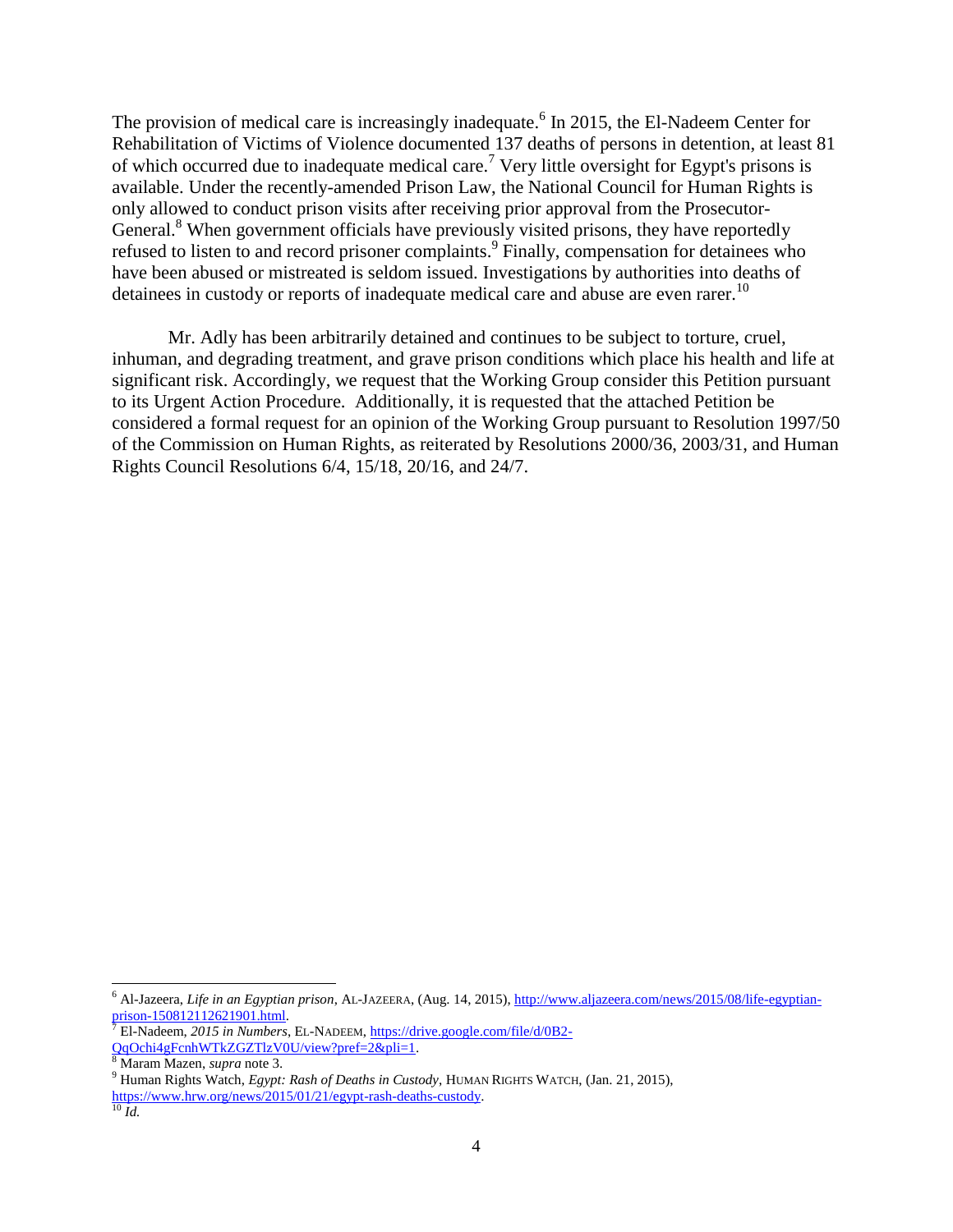The provision of medical care is increasingly inadequate.[6] In 2015, the El-Nadeem Center for Rehabilitation of Victims of Violence documented 137 deaths of persons in detention, at least 81 of which occurred due to inadequate medical care.[7] Very little oversight for Egypt's prisons is available. Under the recently-amended Prison Law, the National Council for Human Rights is only allowed to conduct prison visits after receiving prior approval from the Prosecutor-General.[8] When government officials have previously visited prisons, they have reportedly refused to listen to and record prisoner complaints.[9] Finally, compensation for detainees who have been abused or mistreated is seldom issued. Investigations by authorities into deaths of detainees in custody or reports of inadequate medical care and abuse are even rarer.[10]

Mr. Adly has been arbitrarily detained and continues to be subject to torture, cruel, inhuman, and degrading treatment, and grave prison conditions which place his health and life at significant risk. Accordingly, we request that the Working Group consider this Petition pursuant to its Urgent Action Procedure. Additionally, it is requested that the attached Petition be considered a formal request for an opinion of the Working Group pursuant to Resolution 1997/50 of the Commission on Human Rights, as reiterated by Resolutions 2000/36, 2003/31, and Human Rights Council Resolutions 6/4, 15/18, 20/16, and 24/7.

---

[6] Al-Jazeera, *Life in an Egyptian prison*, AL-JAZEERA, (Aug. 14, 2015), http://www.aljazeera.com/news/2015/08/life-egyptian-prison-150812112621901.html.

[7] El-Nadeem, *2015 in Numbers*, EL-NADEEM, https://drive.google.com/file/d/0B2-QqOchi4gFcnhWTkZGZTlzV0U/view?pref=2&pli=1.

[8] Maram Mazen, *supra* note 3.

[9] Human Rights Watch, *Egypt: Rash of Deaths in Custody*, HUMAN RIGHTS WATCH, (Jan. 21, 2015), https://www.hrw.org/news/2015/01/21/egypt-rash-deaths-custody.

[10] *Id.*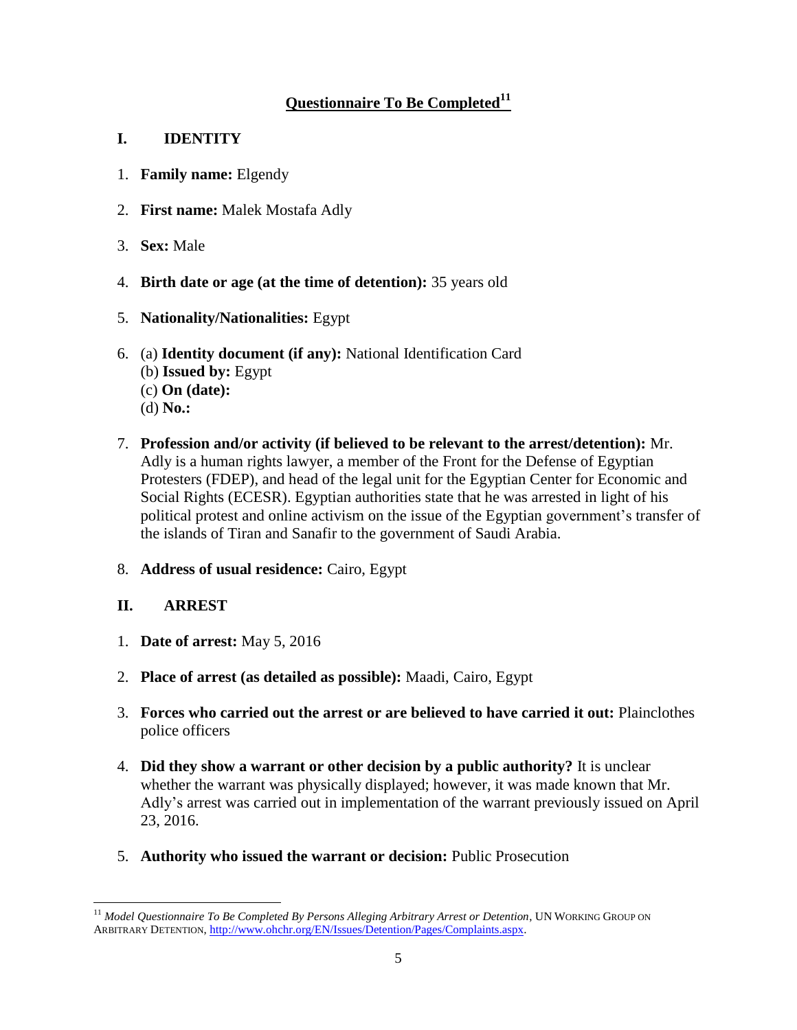## Questionnaire To Be Completed[11]

### I. IDENTITY

1. **Family name:** Elgendy

2. **First name:** Malek Mostafa Adly

3. **Sex:** Male

4. **Birth date or age (at the time of detention):** 35 years old

5. **Nationality/Nationalities:** Egypt

6. (a) **Identity document (if any):** National Identification Card
   (b) **Issued by:** Egypt
   (c) **On (date):**
   (d) **No.:**

7. **Profession and/or activity (if believed to be relevant to the arrest/detention):** Mr. Adly is a human rights lawyer, a member of the Front for the Defense of Egyptian Protesters (FDEP), and head of the legal unit for the Egyptian Center for Economic and Social Rights (ECESR). Egyptian authorities state that he was arrested in light of his political protest and online activism on the issue of the Egyptian government's transfer of the islands of Tiran and Sanafir to the government of Saudi Arabia.

8. **Address of usual residence:** Cairo, Egypt

### II. ARREST

1. **Date of arrest:** May 5, 2016

2. **Place of arrest (as detailed as possible):** Maadi, Cairo, Egypt

3. **Forces who carried out the arrest or are believed to have carried it out:** Plainclothes police officers

4. **Did they show a warrant or other decision by a public authority?** It is unclear whether the warrant was physically displayed; however, it was made known that Mr. Adly's arrest was carried out in implementation of the warrant previously issued on April 23, 2016.

5. **Authority who issued the warrant or decision:** Public Prosecution

---

[11] *Model Questionnaire To Be Completed By Persons Alleging Arbitrary Arrest or Detention*, UN WORKING GROUP ON ARBITRARY DETENTION, http://www.ohchr.org/EN/Issues/Detention/Pages/Complaints.aspx.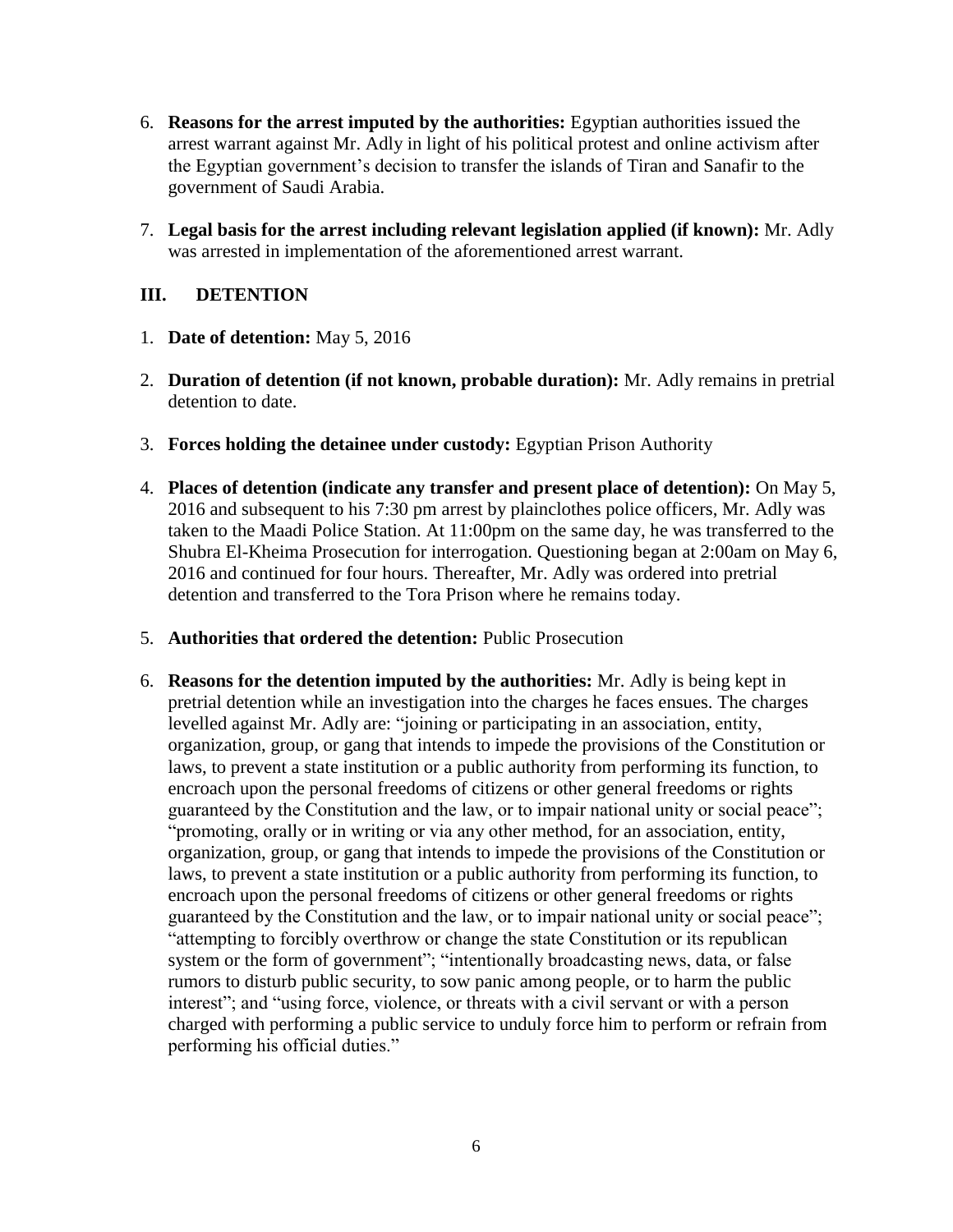6. **Reasons for the arrest imputed by the authorities:** Egyptian authorities issued the arrest warrant against Mr. Adly in light of his political protest and online activism after the Egyptian government's decision to transfer the islands of Tiran and Sanafir to the government of Saudi Arabia.

7. **Legal basis for the arrest including relevant legislation applied (if known):** Mr. Adly was arrested in implementation of the aforementioned arrest warrant.

## III. DETENTION

1. **Date of detention:** May 5, 2016

2. **Duration of detention (if not known, probable duration):** Mr. Adly remains in pretrial detention to date.

3. **Forces holding the detainee under custody:** Egyptian Prison Authority

4. **Places of detention (indicate any transfer and present place of detention):** On May 5, 2016 and subsequent to his 7:30 pm arrest by plainclothes police officers, Mr. Adly was taken to the Maadi Police Station. At 11:00pm on the same day, he was transferred to the Shubra El-Kheima Prosecution for interrogation. Questioning began at 2:00am on May 6, 2016 and continued for four hours. Thereafter, Mr. Adly was ordered into pretrial detention and transferred to the Tora Prison where he remains today.

5. **Authorities that ordered the detention:** Public Prosecution

6. **Reasons for the detention imputed by the authorities:** Mr. Adly is being kept in pretrial detention while an investigation into the charges he faces ensues. The charges levelled against Mr. Adly are: "joining or participating in an association, entity, organization, group, or gang that intends to impede the provisions of the Constitution or laws, to prevent a state institution or a public authority from performing its function, to encroach upon the personal freedoms of citizens or other general freedoms or rights guaranteed by the Constitution and the law, or to impair national unity or social peace"; "promoting, orally or in writing or via any other method, for an association, entity, organization, group, or gang that intends to impede the provisions of the Constitution or laws, to prevent a state institution or a public authority from performing its function, to encroach upon the personal freedoms of citizens or other general freedoms or rights guaranteed by the Constitution and the law, or to impair national unity or social peace"; "attempting to forcibly overthrow or change the state Constitution or its republican system or the form of government"; "intentionally broadcasting news, data, or false rumors to disturb public security, to sow panic among people, or to harm the public interest"; and "using force, violence, or threats with a civil servant or with a person charged with performing a public service to unduly force him to perform or refrain from performing his official duties."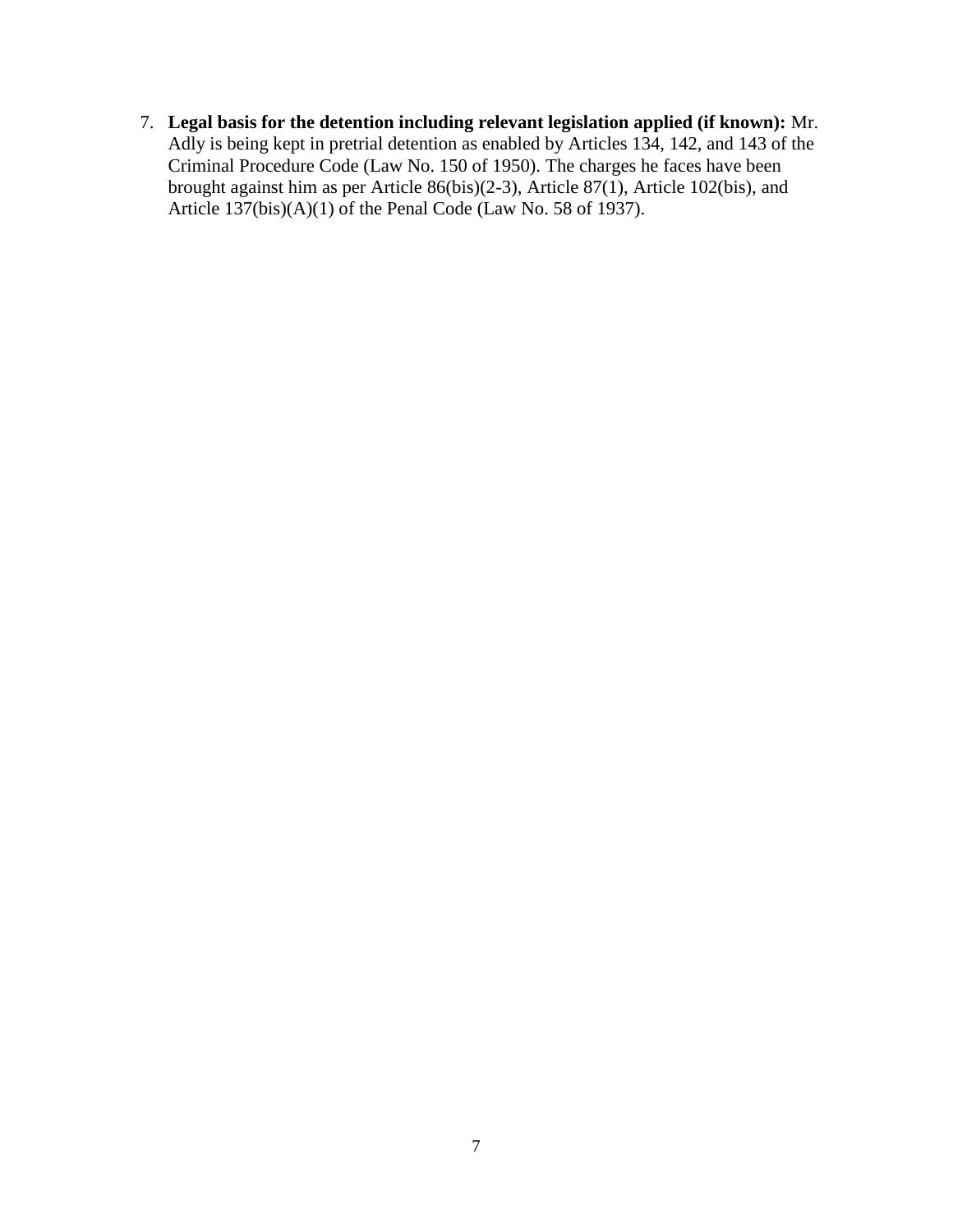7. **Legal basis for the detention including relevant legislation applied (if known):** Mr. Adly is being kept in pretrial detention as enabled by Articles 134, 142, and 143 of the Criminal Procedure Code (Law No. 150 of 1950). The charges he faces have been brought against him as per Article 86(bis)(2-3), Article 87(1), Article 102(bis), and Article 137(bis)(A)(1) of the Penal Code (Law No. 58 of 1937).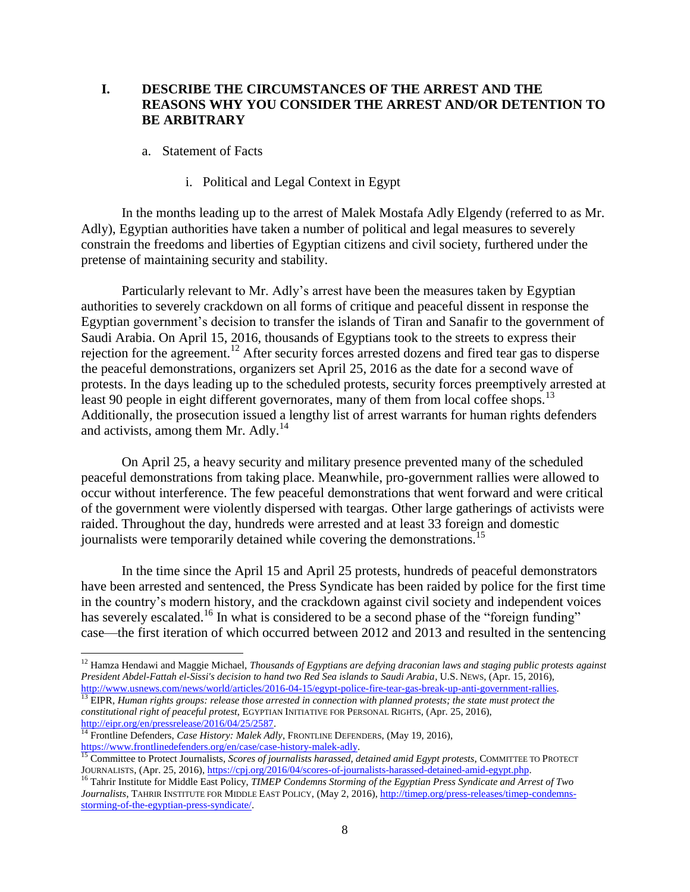## I. DESCRIBE THE CIRCUMSTANCES OF THE ARREST AND THE REASONS WHY YOU CONSIDER THE ARREST AND/OR DETENTION TO BE ARBITRARY

### a. Statement of Facts

#### i. Political and Legal Context in Egypt

In the months leading up to the arrest of Malek Mostafa Adly Elgendy (referred to as Mr. Adly), Egyptian authorities have taken a number of political and legal measures to severely constrain the freedoms and liberties of Egyptian citizens and civil society, furthered under the pretense of maintaining security and stability.

Particularly relevant to Mr. Adly's arrest have been the measures taken by Egyptian authorities to severely crackdown on all forms of critique and peaceful dissent in response the Egyptian government's decision to transfer the islands of Tiran and Sanafir to the government of Saudi Arabia. On April 15, 2016, thousands of Egyptians took to the streets to express their rejection for the agreement.[12] After security forces arrested dozens and fired tear gas to disperse the peaceful demonstrations, organizers set April 25, 2016 as the date for a second wave of protests. In the days leading up to the scheduled protests, security forces preemptively arrested at least 90 people in eight different governorates, many of them from local coffee shops.[13] Additionally, the prosecution issued a lengthy list of arrest warrants for human rights defenders and activists, among them Mr. Adly.[14]

On April 25, a heavy security and military presence prevented many of the scheduled peaceful demonstrations from taking place. Meanwhile, pro-government rallies were allowed to occur without interference. The few peaceful demonstrations that went forward and were critical of the government were violently dispersed with teargas. Other large gatherings of activists were raided. Throughout the day, hundreds were arrested and at least 33 foreign and domestic journalists were temporarily detained while covering the demonstrations.[15]

In the time since the April 15 and April 25 protests, hundreds of peaceful demonstrators have been arrested and sentenced, the Press Syndicate has been raided by police for the first time in the country's modern history, and the crackdown against civil society and independent voices has severely escalated.[16] In what is considered to be a second phase of the "foreign funding" case—the first iteration of which occurred between 2012 and 2013 and resulted in the sentencing

---

[12] Hamza Hendawi and Maggie Michael, *Thousands of Egyptians are defying draconian laws and staging public protests against President Abdel-Fattah el-Sissi's decision to hand two Red Sea islands to Saudi Arabia*, U.S. NEWS, (Apr. 15, 2016), http://www.usnews.com/news/world/articles/2016-04-15/egypt-police-fire-tear-gas-break-up-anti-government-rallies.

[13] EIPR, *Human rights groups: release those arrested in connection with planned protests; the state must protect the constitutional right of peaceful protest*, EGYPTIAN INITIATIVE FOR PERSONAL RIGHTS, (Apr. 25, 2016), http://eipr.org/en/pressrelease/2016/04/25/2587.

[14] Frontline Defenders, *Case History: Malek Adly*, FRONTLINE DEFENDERS, (May 19, 2016), https://www.frontlinedefenders.org/en/case/case-history-malek-adly.

[15] Committee to Protect Journalists, *Scores of journalists harassed, detained amid Egypt protests*, COMMITTEE TO PROTECT JOURNALISTS, (Apr. 25, 2016), https://cpj.org/2016/04/scores-of-journalists-harassed-detained-amid-egypt.php.

[16] Tahrir Institute for Middle East Policy, *TIMEP Condemns Storming of the Egyptian Press Syndicate and Arrest of Two Journalists*, TAHRIR INSTITUTE FOR MIDDLE EAST POLICY, (May 2, 2016), http://timep.org/press-releases/timep-condemns-storming-of-the-egyptian-press-syndicate/.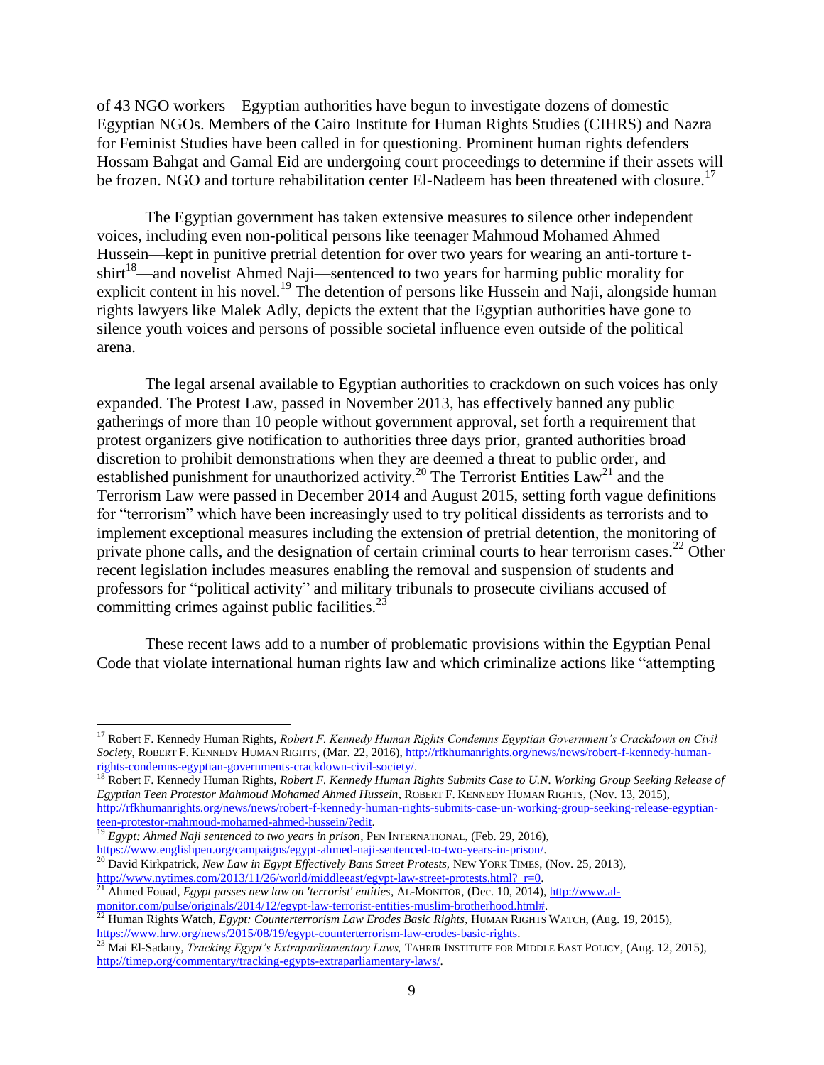of 43 NGO workers—Egyptian authorities have begun to investigate dozens of domestic Egyptian NGOs. Members of the Cairo Institute for Human Rights Studies (CIHRS) and Nazra for Feminist Studies have been called in for questioning. Prominent human rights defenders Hossam Bahgat and Gamal Eid are undergoing court proceedings to determine if their assets will be frozen. NGO and torture rehabilitation center El-Nadeem has been threatened with closure.[17]

The Egyptian government has taken extensive measures to silence other independent voices, including even non-political persons like teenager Mahmoud Mohamed Ahmed Hussein—kept in punitive pretrial detention for over two years for wearing an anti-torture t-shirt[18]—and novelist Ahmed Naji—sentenced to two years for harming public morality for explicit content in his novel.[19] The detention of persons like Hussein and Naji, alongside human rights lawyers like Malek Adly, depicts the extent that the Egyptian authorities have gone to silence youth voices and persons of possible societal influence even outside of the political arena.

The legal arsenal available to Egyptian authorities to crackdown on such voices has only expanded. The Protest Law, passed in November 2013, has effectively banned any public gatherings of more than 10 people without government approval, set forth a requirement that protest organizers give notification to authorities three days prior, granted authorities broad discretion to prohibit demonstrations when they are deemed a threat to public order, and established punishment for unauthorized activity.[20] The Terrorist Entities Law[21] and the Terrorism Law were passed in December 2014 and August 2015, setting forth vague definitions for "terrorism" which have been increasingly used to try political dissidents as terrorists and to implement exceptional measures including the extension of pretrial detention, the monitoring of private phone calls, and the designation of certain criminal courts to hear terrorism cases.[22] Other recent legislation includes measures enabling the removal and suspension of students and professors for "political activity" and military tribunals to prosecute civilians accused of committing crimes against public facilities.[23]

These recent laws add to a number of problematic provisions within the Egyptian Penal Code that violate international human rights law and which criminalize actions like "attempting

---

[17] Robert F. Kennedy Human Rights, *Robert F. Kennedy Human Rights Condemns Egyptian Government's Crackdown on Civil Society*, ROBERT F. KENNEDY HUMAN RIGHTS, (Mar. 22, 2016), http://rfkhumanrights.org/news/news/robert-f-kennedy-human-rights-condemns-egyptian-governments-crackdown-civil-society/.

[18] Robert F. Kennedy Human Rights, *Robert F. Kennedy Human Rights Submits Case to U.N. Working Group Seeking Release of Egyptian Teen Protestor Mahmoud Mohamed Ahmed Hussein*, ROBERT F. KENNEDY HUMAN RIGHTS, (Nov. 13, 2015), http://rfkhumanrights.org/news/news/robert-f-kennedy-human-rights-submits-case-un-working-group-seeking-release-egyptian-teen-protestor-mahmoud-mohamed-ahmed-hussein/?edit.

[19] *Egypt: Ahmed Naji sentenced to two years in prison*, PEN INTERNATIONAL, (Feb. 29, 2016), https://www.englishpen.org/campaigns/egypt-ahmed-naji-sentenced-to-two-years-in-prison/.

[20] David Kirkpatrick, *New Law in Egypt Effectively Bans Street Protests*, NEW YORK TIMES, (Nov. 25, 2013), http://www.nytimes.com/2013/11/26/world/middleeast/egypt-law-street-protests.html?_r=0.

[21] Ahmed Fouad, *Egypt passes new law on 'terrorist' entities*, AL-MONITOR, (Dec. 10, 2014), http://www.al-monitor.com/pulse/originals/2014/12/egypt-law-terrorist-entities-muslim-brotherhood.html#.

[22] Human Rights Watch, *Egypt: Counterterrorism Law Erodes Basic Rights*, HUMAN RIGHTS WATCH, (Aug. 19, 2015), https://www.hrw.org/news/2015/08/19/egypt-counterterrorism-law-erodes-basic-rights.

[23] Mai El-Sadany, *Tracking Egypt's Extraparliamentary Laws,* TAHRIR INSTITUTE FOR MIDDLE EAST POLICY, (Aug. 12, 2015), http://timep.org/commentary/tracking-egypts-extraparliamentary-laws/.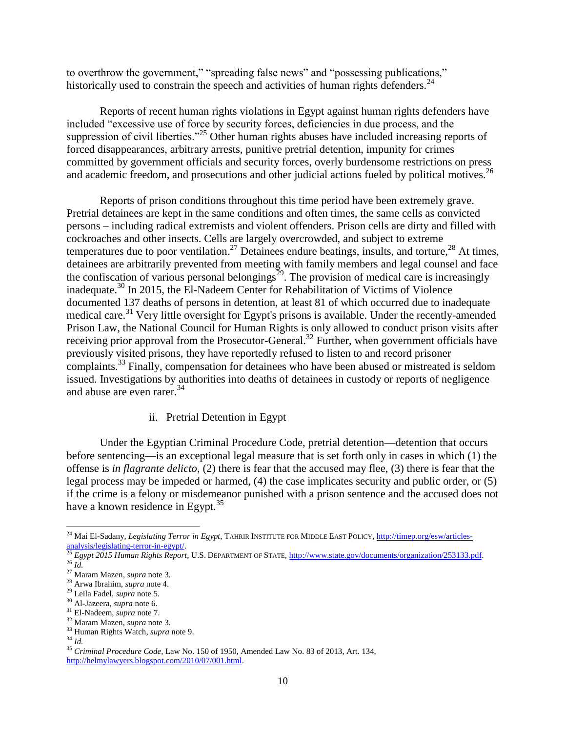to overthrow the government," "spreading false news" and "possessing publications," historically used to constrain the speech and activities of human rights defenders.[24]

Reports of recent human rights violations in Egypt against human rights defenders have included "excessive use of force by security forces, deficiencies in due process, and the suppression of civil liberties."[25] Other human rights abuses have included increasing reports of forced disappearances, arbitrary arrests, punitive pretrial detention, impunity for crimes committed by government officials and security forces, overly burdensome restrictions on press and academic freedom, and prosecutions and other judicial actions fueled by political motives.[26]

Reports of prison conditions throughout this time period have been extremely grave. Pretrial detainees are kept in the same conditions and often times, the same cells as convicted persons – including radical extremists and violent offenders. Prison cells are dirty and filled with cockroaches and other insects. Cells are largely overcrowded, and subject to extreme temperatures due to poor ventilation.[27] Detainees endure beatings, insults, and torture,[28] At times, detainees are arbitrarily prevented from meeting with family members and legal counsel and face the confiscation of various personal belongings[29]. The provision of medical care is increasingly inadequate.[30] In 2015, the El-Nadeem Center for Rehabilitation of Victims of Violence documented 137 deaths of persons in detention, at least 81 of which occurred due to inadequate medical care.[31] Very little oversight for Egypt's prisons is available. Under the recently-amended Prison Law, the National Council for Human Rights is only allowed to conduct prison visits after receiving prior approval from the Prosecutor-General.[32] Further, when government officials have previously visited prisons, they have reportedly refused to listen to and record prisoner complaints.[33] Finally, compensation for detainees who have been abused or mistreated is seldom issued. Investigations by authorities into deaths of detainees in custody or reports of negligence and abuse are even rarer.[34]

### ii. Pretrial Detention in Egypt

Under the Egyptian Criminal Procedure Code, pretrial detention—detention that occurs before sentencing—is an exceptional legal measure that is set forth only in cases in which (1) the offense is *in flagrante delicto*, (2) there is fear that the accused may flee, (3) there is fear that the legal process may be impeded or harmed, (4) the case implicates security and public order, or (5) if the crime is a felony or misdemeanor punished with a prison sentence and the accused does not have a known residence in Egypt.[35]

---

[24] Mai El-Sadany, *Legislating Terror in Egypt*, TAHRIR INSTITUTE FOR MIDDLE EAST POLICY, http://timep.org/esw/articles-analysis/legislating-terror-in-egypt/.
[25] *Egypt 2015 Human Rights Report*, U.S. DEPARTMENT OF STATE, http://www.state.gov/documents/organization/253133.pdf.
[26] *Id.*
[27] Maram Mazen, *supra* note 3.
[28] Arwa Ibrahim, *supra* note 4.
[29] Leila Fadel, *supra* note 5.
[30] Al-Jazeera, *supra* note 6.
[31] El-Nadeem, *supra* note 7.
[32] Maram Mazen, *supra* note 3.
[33] Human Rights Watch, *supra* note 9.
[34] *Id.*
[35] *Criminal Procedure Code*, Law No. 150 of 1950, Amended Law No. 83 of 2013, Art. 134, http://helmylawyers.blogspot.com/2010/07/001.html.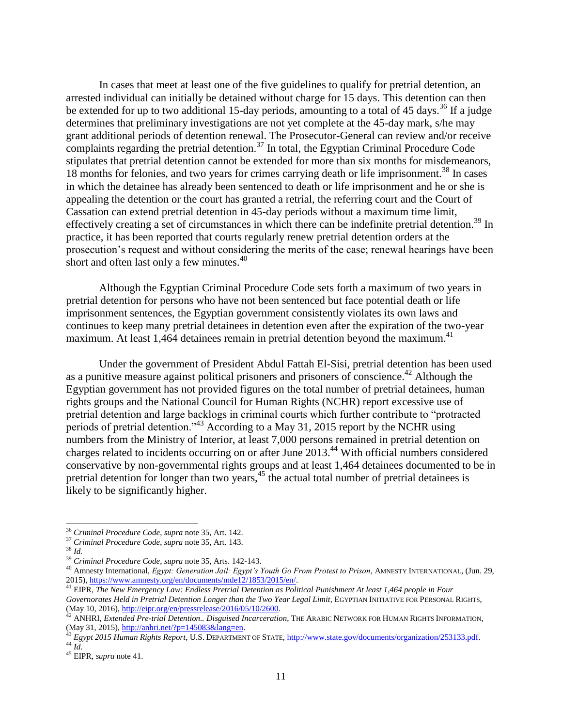In cases that meet at least one of the five guidelines to qualify for pretrial detention, an arrested individual can initially be detained without charge for 15 days. This detention can then be extended for up to two additional 15-day periods, amounting to a total of 45 days.[36] If a judge determines that preliminary investigations are not yet complete at the 45-day mark, s/he may grant additional periods of detention renewal. The Prosecutor-General can review and/or receive complaints regarding the pretrial detention.[37] In total, the Egyptian Criminal Procedure Code stipulates that pretrial detention cannot be extended for more than six months for misdemeanors, 18 months for felonies, and two years for crimes carrying death or life imprisonment.[38] In cases in which the detainee has already been sentenced to death or life imprisonment and he or she is appealing the detention or the court has granted a retrial, the referring court and the Court of Cassation can extend pretrial detention in 45-day periods without a maximum time limit, effectively creating a set of circumstances in which there can be indefinite pretrial detention.[39] In practice, it has been reported that courts regularly renew pretrial detention orders at the prosecution's request and without considering the merits of the case; renewal hearings have been short and often last only a few minutes.[40]

Although the Egyptian Criminal Procedure Code sets forth a maximum of two years in pretrial detention for persons who have not been sentenced but face potential death or life imprisonment sentences, the Egyptian government consistently violates its own laws and continues to keep many pretrial detainees in detention even after the expiration of the two-year maximum. At least 1,464 detainees remain in pretrial detention beyond the maximum.[41]

Under the government of President Abdul Fattah El-Sisi, pretrial detention has been used as a punitive measure against political prisoners and prisoners of conscience.[42] Although the Egyptian government has not provided figures on the total number of pretrial detainees, human rights groups and the National Council for Human Rights (NCHR) report excessive use of pretrial detention and large backlogs in criminal courts which further contribute to "protracted periods of pretrial detention."[43] According to a May 31, 2015 report by the NCHR using numbers from the Ministry of Interior, at least 7,000 persons remained in pretrial detention on charges related to incidents occurring on or after June 2013.[44] With official numbers considered conservative by non-governmental rights groups and at least 1,464 detainees documented to be in pretrial detention for longer than two years,[45] the actual total number of pretrial detainees is likely to be significantly higher.

---

[36] *Criminal Procedure Code*, *supra* note 35, Art. 142.

[37] *Criminal Procedure Code*, *supra* note 35, Art. 143.

[38] *Id.*

[39] *Criminal Procedure Code*, *supra* note 35, Arts. 142-143.

[40] Amnesty International, *Egypt: Generation Jail: Egypt's Youth Go From Protest to Prison*, AMNESTY INTERNATIONAL, (Jun. 29, 2015), https://www.amnesty.org/en/documents/mde12/1853/2015/en/.

[41] EIPR, *The New Emergency Law: Endless Pretrial Detention as Political Punishment At least 1,464 people in Four Governorates Held in Pretrial Detention Longer than the Two Year Legal Limit*, EGYPTIAN INITIATIVE FOR PERSONAL RIGHTS, (May 10, 2016), http://eipr.org/en/pressrelease/2016/05/10/2600.

[42] ANHRI, *Extended Pre-trial Detention.. Disguised Incarceration*, THE ARABIC NETWORK FOR HUMAN RIGHTS INFORMATION, (May 31, 2015), http://anhri.net/?p=145083&lang=en.

[43] *Egypt 2015 Human Rights Report*, U.S. DEPARTMENT OF STATE, http://www.state.gov/documents/organization/253133.pdf.

[44] *Id.*

[45] EIPR, *supra* note 41.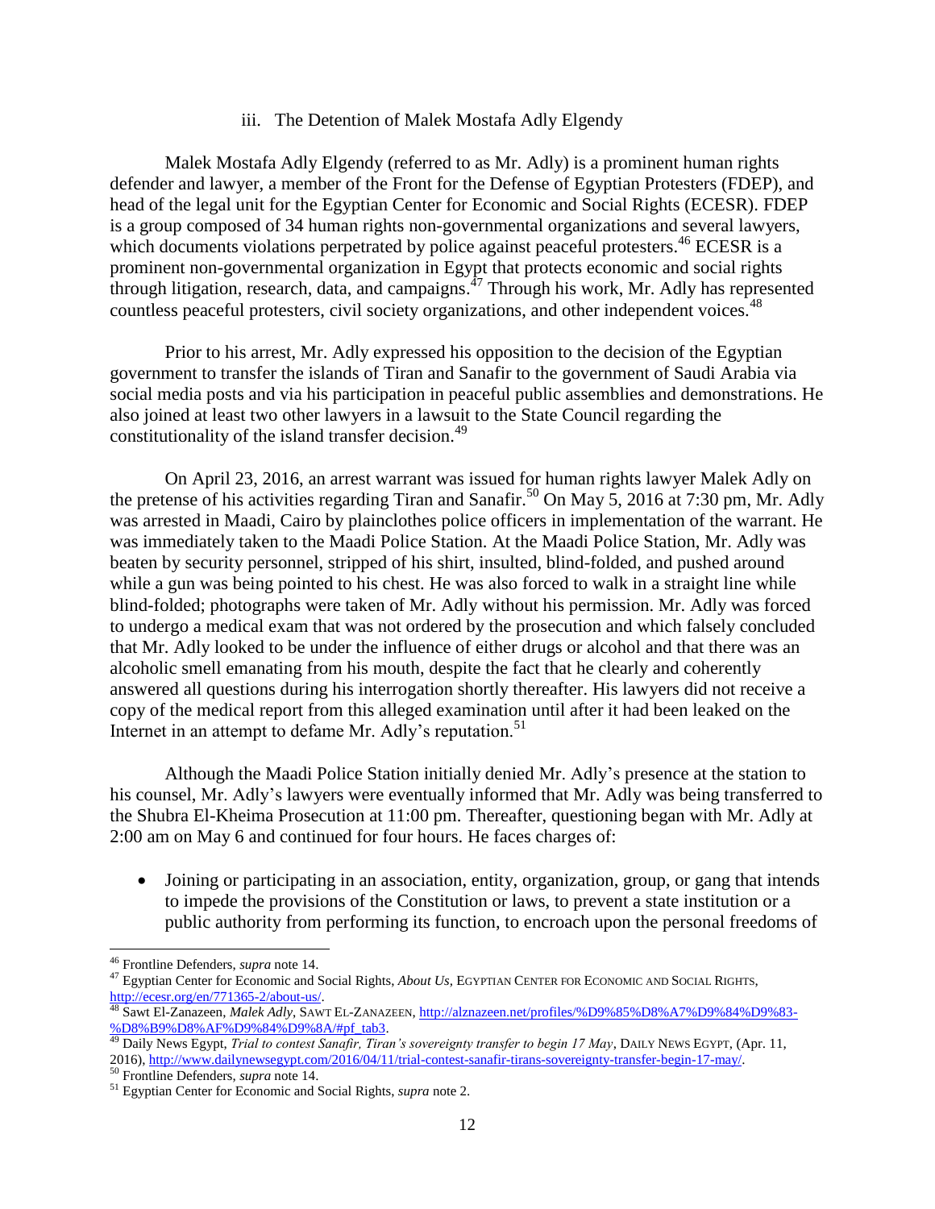### iii. The Detention of Malek Mostafa Adly Elgendy

Malek Mostafa Adly Elgendy (referred to as Mr. Adly) is a prominent human rights defender and lawyer, a member of the Front for the Defense of Egyptian Protesters (FDEP), and head of the legal unit for the Egyptian Center for Economic and Social Rights (ECESR). FDEP is a group composed of 34 human rights non-governmental organizations and several lawyers, which documents violations perpetrated by police against peaceful protesters.[46] ECESR is a prominent non-governmental organization in Egypt that protects economic and social rights through litigation, research, data, and campaigns.[47] Through his work, Mr. Adly has represented countless peaceful protesters, civil society organizations, and other independent voices.[48]

Prior to his arrest, Mr. Adly expressed his opposition to the decision of the Egyptian government to transfer the islands of Tiran and Sanafir to the government of Saudi Arabia via social media posts and via his participation in peaceful public assemblies and demonstrations. He also joined at least two other lawyers in a lawsuit to the State Council regarding the constitutionality of the island transfer decision.[49]

On April 23, 2016, an arrest warrant was issued for human rights lawyer Malek Adly on the pretense of his activities regarding Tiran and Sanafir.[50] On May 5, 2016 at 7:30 pm, Mr. Adly was arrested in Maadi, Cairo by plainclothes police officers in implementation of the warrant. He was immediately taken to the Maadi Police Station. At the Maadi Police Station, Mr. Adly was beaten by security personnel, stripped of his shirt, insulted, blind-folded, and pushed around while a gun was being pointed to his chest. He was also forced to walk in a straight line while blind-folded; photographs were taken of Mr. Adly without his permission. Mr. Adly was forced to undergo a medical exam that was not ordered by the prosecution and which falsely concluded that Mr. Adly looked to be under the influence of either drugs or alcohol and that there was an alcoholic smell emanating from his mouth, despite the fact that he clearly and coherently answered all questions during his interrogation shortly thereafter. His lawyers did not receive a copy of the medical report from this alleged examination until after it had been leaked on the Internet in an attempt to defame Mr. Adly's reputation.[51]

Although the Maadi Police Station initially denied Mr. Adly's presence at the station to his counsel, Mr. Adly's lawyers were eventually informed that Mr. Adly was being transferred to the Shubra El-Kheima Prosecution at 11:00 pm. Thereafter, questioning began with Mr. Adly at 2:00 am on May 6 and continued for four hours. He faces charges of:

- Joining or participating in an association, entity, organization, group, or gang that intends to impede the provisions of the Constitution or laws, to prevent a state institution or a public authority from performing its function, to encroach upon the personal freedoms of

---

[46] Frontline Defenders, *supra* note 14.

[47] Egyptian Center for Economic and Social Rights, *About Us*, EGYPTIAN CENTER FOR ECONOMIC AND SOCIAL RIGHTS, http://ecesr.org/en/771365-2/about-us/.

[48] Sawt El-Zanazeen, *Malek Adly*, SAWT EL-ZANAZEEN, http://alznazeen.net/profiles/%D9%85%D8%A7%D9%84%D9%83-%D8%B9%D8%AF%D9%84%D9%8A/#pf_tab3.

[49] Daily News Egypt, *Trial to contest Sanafir, Tiran's sovereignty transfer to begin 17 May*, DAILY NEWS EGYPT, (Apr. 11, 2016), http://www.dailynewsegypt.com/2016/04/11/trial-contest-sanafir-tirans-sovereignty-transfer-begin-17-may/.

[50] Frontline Defenders, *supra* note 14.

[51] Egyptian Center for Economic and Social Rights, *supra* note 2.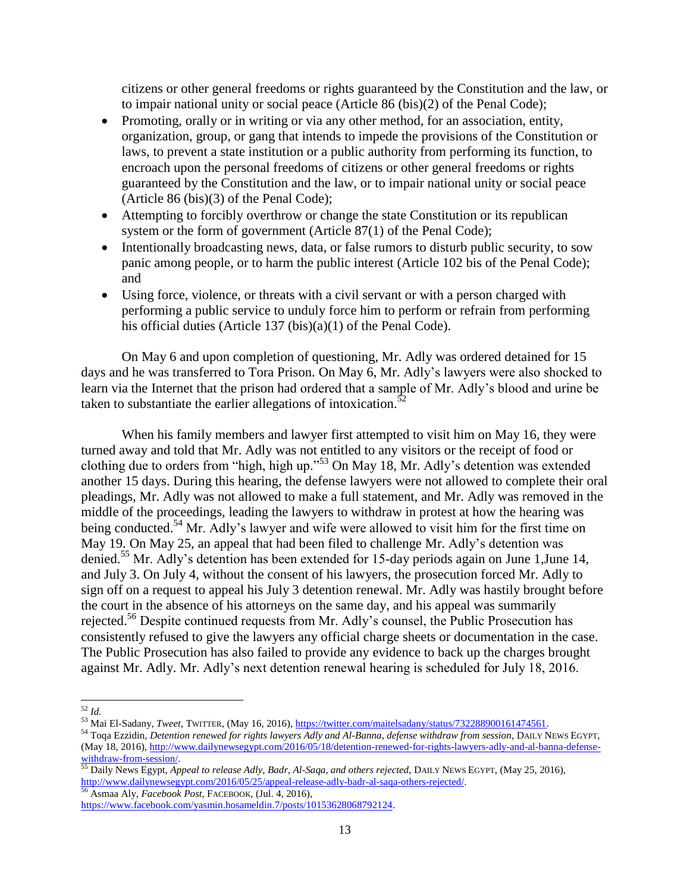citizens or other general freedoms or rights guaranteed by the Constitution and the law, or to impair national unity or social peace (Article 86 (bis)(2) of the Penal Code);

- Promoting, orally or in writing or via any other method, for an association, entity, organization, group, or gang that intends to impede the provisions of the Constitution or laws, to prevent a state institution or a public authority from performing its function, to encroach upon the personal freedoms of citizens or other general freedoms or rights guaranteed by the Constitution and the law, or to impair national unity or social peace (Article 86 (bis)(3) of the Penal Code);
- Attempting to forcibly overthrow or change the state Constitution or its republican system or the form of government (Article 87(1) of the Penal Code);
- Intentionally broadcasting news, data, or false rumors to disturb public security, to sow panic among people, or to harm the public interest (Article 102 bis of the Penal Code); and
- Using force, violence, or threats with a civil servant or with a person charged with performing a public service to unduly force him to perform or refrain from performing his official duties (Article 137 (bis)(a)(1) of the Penal Code).

On May 6 and upon completion of questioning, Mr. Adly was ordered detained for 15 days and he was transferred to Tora Prison. On May 6, Mr. Adly's lawyers were also shocked to learn via the Internet that the prison had ordered that a sample of Mr. Adly's blood and urine be taken to substantiate the earlier allegations of intoxication.[52]

When his family members and lawyer first attempted to visit him on May 16, they were turned away and told that Mr. Adly was not entitled to any visitors or the receipt of food or clothing due to orders from "high, high up."[53] On May 18, Mr. Adly's detention was extended another 15 days. During this hearing, the defense lawyers were not allowed to complete their oral pleadings, Mr. Adly was not allowed to make a full statement, and Mr. Adly was removed in the middle of the proceedings, leading the lawyers to withdraw in protest at how the hearing was being conducted.[54] Mr. Adly's lawyer and wife were allowed to visit him for the first time on May 19. On May 25, an appeal that had been filed to challenge Mr. Adly's detention was denied.[55] Mr. Adly's detention has been extended for 15-day periods again on June 1,June 14, and July 3. On July 4, without the consent of his lawyers, the prosecution forced Mr. Adly to sign off on a request to appeal his July 3 detention renewal. Mr. Adly was hastily brought before the court in the absence of his attorneys on the same day, and his appeal was summarily rejected.[56] Despite continued requests from Mr. Adly's counsel, the Public Prosecution has consistently refused to give the lawyers any official charge sheets or documentation in the case. The Public Prosecution has also failed to provide any evidence to back up the charges brought against Mr. Adly. Mr. Adly's next detention renewal hearing is scheduled for July 18, 2016.

---

[52] *Id.*

[53] Mai El-Sadany, *Tweet*, TWITTER, (May 16, 2016), https://twitter.com/maitelsadany/status/732288900161474561.

[54] Toqa Ezzidin, *Detention renewed for rights lawyers Adly and Al-Banna, defense withdraw from session*, DAILY NEWS EGYPT, (May 18, 2016), http://www.dailynewsegypt.com/2016/05/18/detention-renewed-for-rights-lawyers-adly-and-al-banna-defense-withdraw-from-session/.

[55] Daily News Egypt, *Appeal to release Adly, Badr, Al-Saqa, and others rejected*, DAILY NEWS EGYPT, (May 25, 2016), http://www.dailynewsegypt.com/2016/05/25/appeal-release-adly-badr-al-saqa-others-rejected/.

[56] Asmaa Aly, *Facebook Post*, FACEBOOK, (Jul. 4, 2016), https://www.facebook.com/yasmin.hosameldin.7/posts/10153628068792124.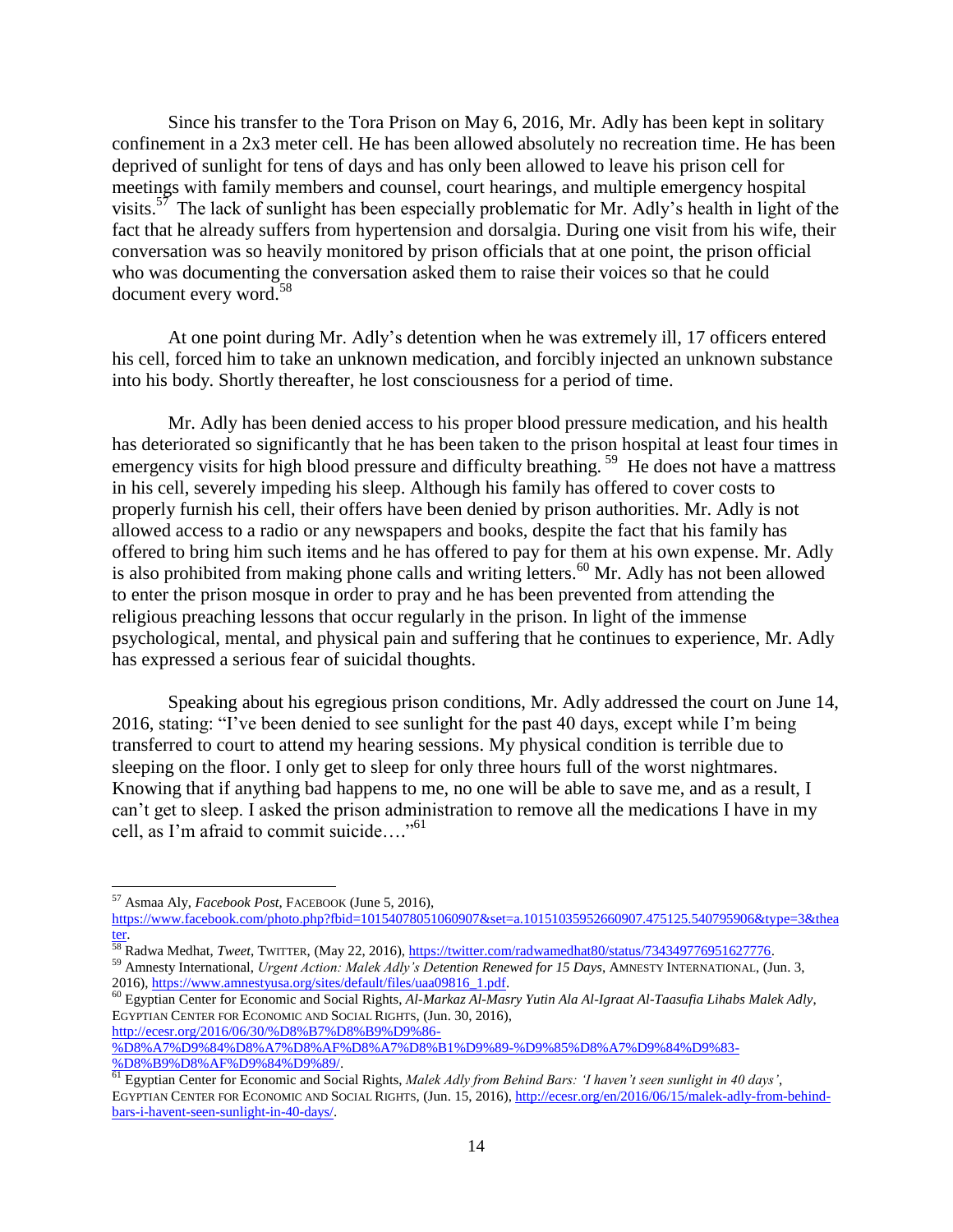Since his transfer to the Tora Prison on May 6, 2016, Mr. Adly has been kept in solitary confinement in a 2x3 meter cell. He has been allowed absolutely no recreation time. He has been deprived of sunlight for tens of days and has only been allowed to leave his prison cell for meetings with family members and counsel, court hearings, and multiple emergency hospital visits.[57] The lack of sunlight has been especially problematic for Mr. Adly's health in light of the fact that he already suffers from hypertension and dorsalgia. During one visit from his wife, their conversation was so heavily monitored by prison officials that at one point, the prison official who was documenting the conversation asked them to raise their voices so that he could document every word.[58]

At one point during Mr. Adly's detention when he was extremely ill, 17 officers entered his cell, forced him to take an unknown medication, and forcibly injected an unknown substance into his body. Shortly thereafter, he lost consciousness for a period of time.

Mr. Adly has been denied access to his proper blood pressure medication, and his health has deteriorated so significantly that he has been taken to the prison hospital at least four times in emergency visits for high blood pressure and difficulty breathing.[59] He does not have a mattress in his cell, severely impeding his sleep. Although his family has offered to cover costs to properly furnish his cell, their offers have been denied by prison authorities. Mr. Adly is not allowed access to a radio or any newspapers and books, despite the fact that his family has offered to bring him such items and he has offered to pay for them at his own expense. Mr. Adly is also prohibited from making phone calls and writing letters.[60] Mr. Adly has not been allowed to enter the prison mosque in order to pray and he has been prevented from attending the religious preaching lessons that occur regularly in the prison. In light of the immense psychological, mental, and physical pain and suffering that he continues to experience, Mr. Adly has expressed a serious fear of suicidal thoughts.

Speaking about his egregious prison conditions, Mr. Adly addressed the court on June 14, 2016, stating: "I've been denied to see sunlight for the past 40 days, except while I'm being transferred to court to attend my hearing sessions. My physical condition is terrible due to sleeping on the floor. I only get to sleep for only three hours full of the worst nightmares. Knowing that if anything bad happens to me, no one will be able to save me, and as a result, I can't get to sleep. I asked the prison administration to remove all the medications I have in my cell, as I'm afraid to commit suicide…."[61]

---

[57] Asmaa Aly, *Facebook Post*, FACEBOOK (June 5, 2016), https://www.facebook.com/photo.php?fbid=10154078051060907&set=a.10151035952660907.475125.540795906&type=3&theater.

[58] Radwa Medhat, *Tweet*, TWITTER, (May 22, 2016), https://twitter.com/radwamedhat80/status/734349776951627776.

[59] Amnesty International, *Urgent Action: Malek Adly's Detention Renewed for 15 Days*, AMNESTY INTERNATIONAL, (Jun. 3, 2016), https://www.amnestyusa.org/sites/default/files/uaa09816_1.pdf.

[60] Egyptian Center for Economic and Social Rights, *Al-Markaz Al-Masry Yutin Ala Al-Igraat Al-Taasufia Lihabs Malek Adly*, EGYPTIAN CENTER FOR ECONOMIC AND SOCIAL RIGHTS, (Jun. 30, 2016), http://ecesr.org/2016/06/30/%D8%B7%D8%B9%D9%86-%D8%A7%D9%84%D8%A7%D8%AF%D8%A7%D8%B1%D9%89-%D9%85%D8%A7%D9%84%D9%83-%D8%B9%D8%AF%D9%84%D9%89/.

[61] Egyptian Center for Economic and Social Rights, *Malek Adly from Behind Bars: 'I haven't seen sunlight in 40 days'*, EGYPTIAN CENTER FOR ECONOMIC AND SOCIAL RIGHTS, (Jun. 15, 2016), http://ecesr.org/en/2016/06/15/malek-adly-from-behind-bars-i-havent-seen-sunlight-in-40-days/.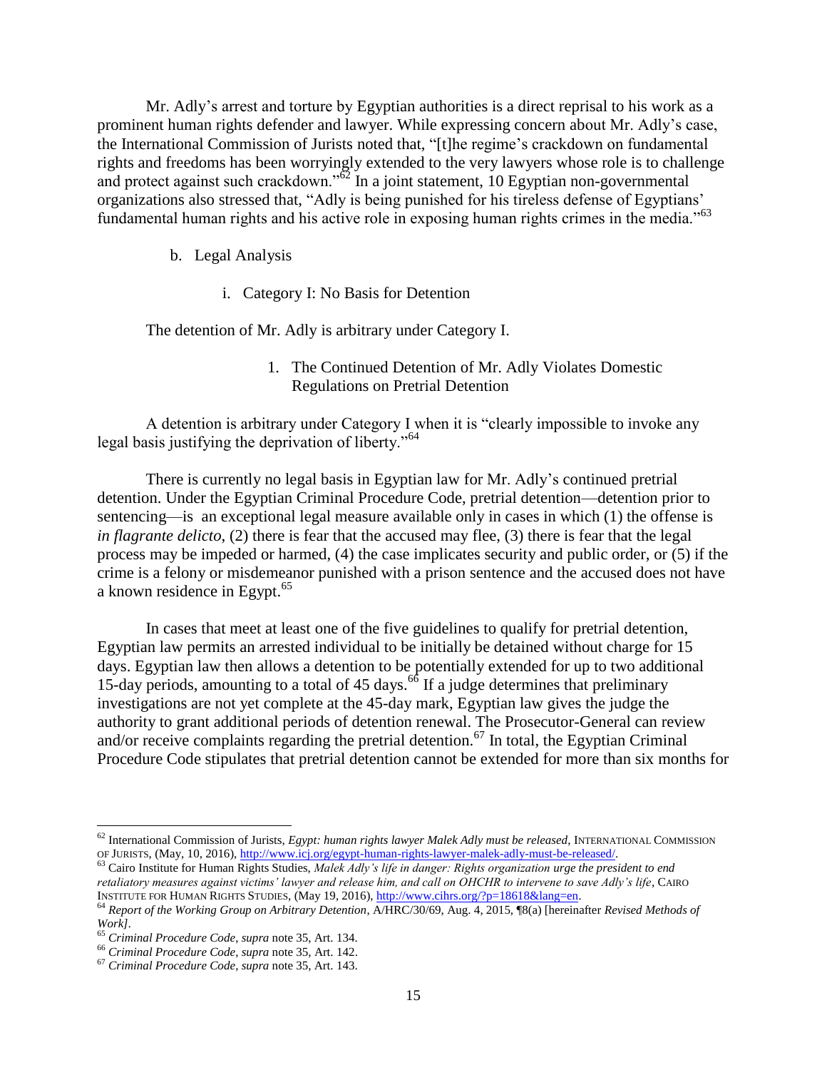Mr. Adly's arrest and torture by Egyptian authorities is a direct reprisal to his work as a prominent human rights defender and lawyer. While expressing concern about Mr. Adly's case, the International Commission of Jurists noted that, "[t]he regime's crackdown on fundamental rights and freedoms has been worryingly extended to the very lawyers whose role is to challenge and protect against such crackdown."[62] In a joint statement, 10 Egyptian non-governmental organizations also stressed that, "Adly is being punished for his tireless defense of Egyptians' fundamental human rights and his active role in exposing human rights crimes in the media."[63]

b. Legal Analysis

i. Category I: No Basis for Detention

The detention of Mr. Adly is arbitrary under Category I.

1. The Continued Detention of Mr. Adly Violates Domestic Regulations on Pretrial Detention

A detention is arbitrary under Category I when it is "clearly impossible to invoke any legal basis justifying the deprivation of liberty."[64]

There is currently no legal basis in Egyptian law for Mr. Adly's continued pretrial detention. Under the Egyptian Criminal Procedure Code, pretrial detention—detention prior to sentencing—is an exceptional legal measure available only in cases in which (1) the offense is *in flagrante delicto*, (2) there is fear that the accused may flee, (3) there is fear that the legal process may be impeded or harmed, (4) the case implicates security and public order, or (5) if the crime is a felony or misdemeanor punished with a prison sentence and the accused does not have a known residence in Egypt.[65]

In cases that meet at least one of the five guidelines to qualify for pretrial detention, Egyptian law permits an arrested individual to be initially be detained without charge for 15 days. Egyptian law then allows a detention to be potentially extended for up to two additional 15-day periods, amounting to a total of 45 days.[66] If a judge determines that preliminary investigations are not yet complete at the 45-day mark, Egyptian law gives the judge the authority to grant additional periods of detention renewal. The Prosecutor-General can review and/or receive complaints regarding the pretrial detention.[67] In total, the Egyptian Criminal Procedure Code stipulates that pretrial detention cannot be extended for more than six months for

---

[62] International Commission of Jurists, *Egypt: human rights lawyer Malek Adly must be released*, INTERNATIONAL COMMISSION OF JURISTS, (May, 10, 2016), http://www.icj.org/egypt-human-rights-lawyer-malek-adly-must-be-released/.

[63] Cairo Institute for Human Rights Studies, *Malek Adly's life in danger: Rights organization urge the president to end retaliatory measures against victims' lawyer and release him, and call on OHCHR to intervene to save Adly's life*, CAIRO INSTITUTE FOR HUMAN RIGHTS STUDIES, (May 19, 2016), http://www.cihrs.org/?p=18618&lang=en.

[64] *Report of the Working Group on Arbitrary Detention*, A/HRC/30/69, Aug. 4, 2015, ¶8(a) [hereinafter *Revised Methods of Work]*.

[65] *Criminal Procedure Code*, *supra* note 35, Art. 134.

[66] *Criminal Procedure Code*, *supra* note 35, Art. 142.

[67] *Criminal Procedure Code*, *supra* note 35, Art. 143.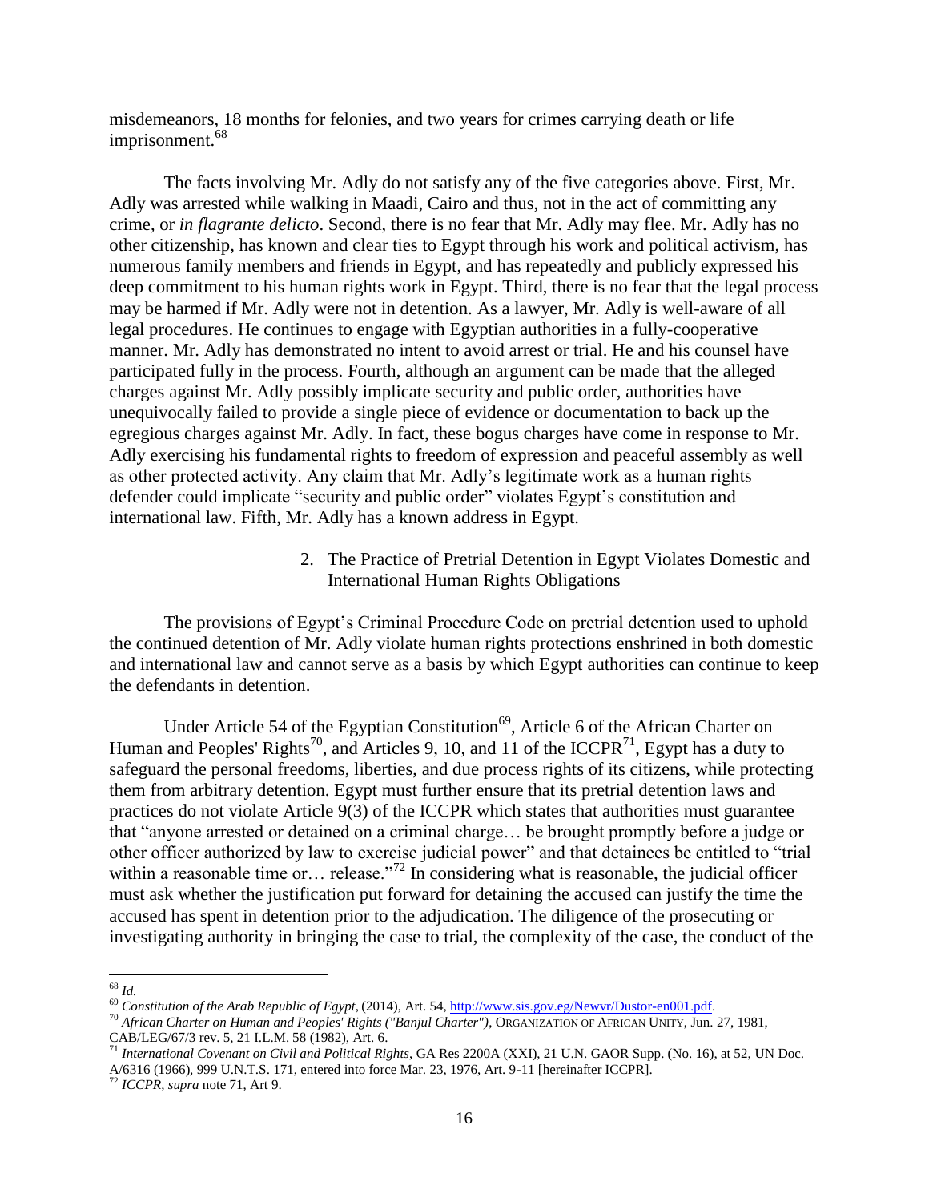misdemeanors, 18 months for felonies, and two years for crimes carrying death or life imprisonment.[68]

The facts involving Mr. Adly do not satisfy any of the five categories above. First, Mr. Adly was arrested while walking in Maadi, Cairo and thus, not in the act of committing any crime, or *in flagrante delicto*. Second, there is no fear that Mr. Adly may flee. Mr. Adly has no other citizenship, has known and clear ties to Egypt through his work and political activism, has numerous family members and friends in Egypt, and has repeatedly and publicly expressed his deep commitment to his human rights work in Egypt. Third, there is no fear that the legal process may be harmed if Mr. Adly were not in detention. As a lawyer, Mr. Adly is well-aware of all legal procedures. He continues to engage with Egyptian authorities in a fully-cooperative manner. Mr. Adly has demonstrated no intent to avoid arrest or trial. He and his counsel have participated fully in the process. Fourth, although an argument can be made that the alleged charges against Mr. Adly possibly implicate security and public order, authorities have unequivocally failed to provide a single piece of evidence or documentation to back up the egregious charges against Mr. Adly. In fact, these bogus charges have come in response to Mr. Adly exercising his fundamental rights to freedom of expression and peaceful assembly as well as other protected activity. Any claim that Mr. Adly's legitimate work as a human rights defender could implicate "security and public order" violates Egypt's constitution and international law. Fifth, Mr. Adly has a known address in Egypt.

### 2. The Practice of Pretrial Detention in Egypt Violates Domestic and International Human Rights Obligations

The provisions of Egypt's Criminal Procedure Code on pretrial detention used to uphold the continued detention of Mr. Adly violate human rights protections enshrined in both domestic and international law and cannot serve as a basis by which Egypt authorities can continue to keep the defendants in detention.

Under Article 54 of the Egyptian Constitution[69], Article 6 of the African Charter on Human and Peoples' Rights[70], and Articles 9, 10, and 11 of the ICCPR[71], Egypt has a duty to safeguard the personal freedoms, liberties, and due process rights of its citizens, while protecting them from arbitrary detention. Egypt must further ensure that its pretrial detention laws and practices do not violate Article 9(3) of the ICCPR which states that authorities must guarantee that "anyone arrested or detained on a criminal charge… be brought promptly before a judge or other officer authorized by law to exercise judicial power" and that detainees be entitled to "trial within a reasonable time or… release."[72] In considering what is reasonable, the judicial officer must ask whether the justification put forward for detaining the accused can justify the time the accused has spent in detention prior to the adjudication. The diligence of the prosecuting or investigating authority in bringing the case to trial, the complexity of the case, the conduct of the

---

[68] *Id.*

[69] *Constitution of the Arab Republic of Egypt*, (2014), Art. 54, http://www.sis.gov.eg/Newvr/Dustor-en001.pdf.

[70] *African Charter on Human and Peoples' Rights ("Banjul Charter")*, ORGANIZATION OF AFRICAN UNITY, Jun. 27, 1981, CAB/LEG/67/3 rev. 5, 21 I.L.M. 58 (1982), Art. 6.

[71] *International Covenant on Civil and Political Rights*, GA Res 2200A (XXI), 21 U.N. GAOR Supp. (No. 16), at 52, UN Doc. A/6316 (1966), 999 U.N.T.S. 171, entered into force Mar. 23, 1976, Art. 9-11 [hereinafter ICCPR].

[72] *ICCPR, supra* note 71, Art 9.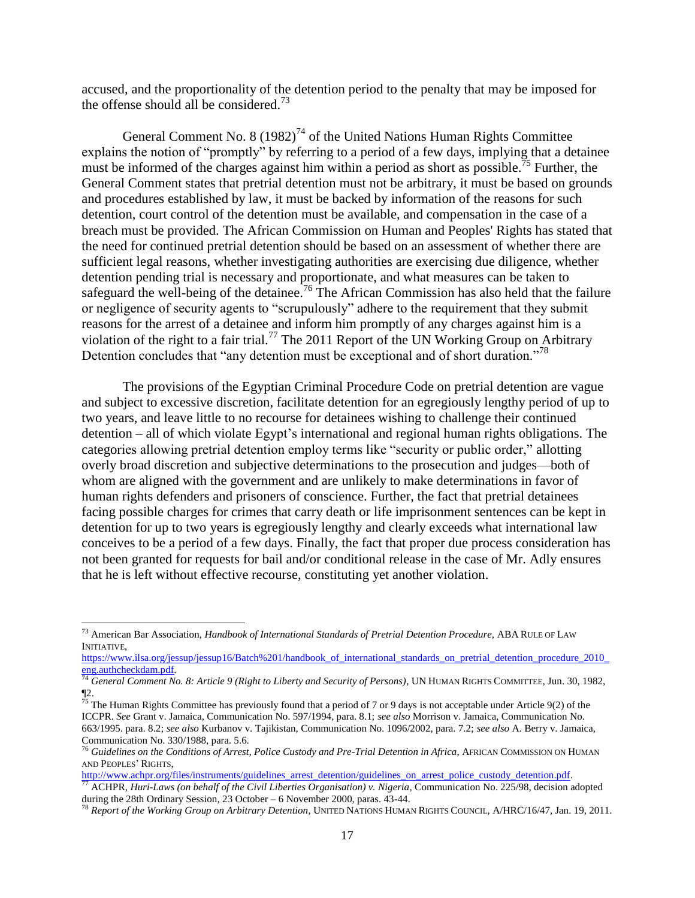accused, and the proportionality of the detention period to the penalty that may be imposed for the offense should all be considered.[73]

General Comment No. 8 (1982)[74] of the United Nations Human Rights Committee explains the notion of "promptly" by referring to a period of a few days, implying that a detainee must be informed of the charges against him within a period as short as possible.[75] Further, the General Comment states that pretrial detention must not be arbitrary, it must be based on grounds and procedures established by law, it must be backed by information of the reasons for such detention, court control of the detention must be available, and compensation in the case of a breach must be provided. The African Commission on Human and Peoples' Rights has stated that the need for continued pretrial detention should be based on an assessment of whether there are sufficient legal reasons, whether investigating authorities are exercising due diligence, whether detention pending trial is necessary and proportionate, and what measures can be taken to safeguard the well-being of the detainee.[76] The African Commission has also held that the failure or negligence of security agents to "scrupulously" adhere to the requirement that they submit reasons for the arrest of a detainee and inform him promptly of any charges against him is a violation of the right to a fair trial.[77] The 2011 Report of the UN Working Group on Arbitrary Detention concludes that "any detention must be exceptional and of short duration."[78]

The provisions of the Egyptian Criminal Procedure Code on pretrial detention are vague and subject to excessive discretion, facilitate detention for an egregiously lengthy period of up to two years, and leave little to no recourse for detainees wishing to challenge their continued detention – all of which violate Egypt's international and regional human rights obligations. The categories allowing pretrial detention employ terms like "security or public order," allotting overly broad discretion and subjective determinations to the prosecution and judges—both of whom are aligned with the government and are unlikely to make determinations in favor of human rights defenders and prisoners of conscience. Further, the fact that pretrial detainees facing possible charges for crimes that carry death or life imprisonment sentences can be kept in detention for up to two years is egregiously lengthy and clearly exceeds what international law conceives to be a period of a few days. Finally, the fact that proper due process consideration has not been granted for requests for bail and/or conditional release in the case of Mr. Adly ensures that he is left without effective recourse, constituting yet another violation.

---

[73] American Bar Association, *Handbook of International Standards of Pretrial Detention Procedure,* ABA RULE OF LAW INITIATIVE, https://www.ilsa.org/jessup/jessup16/Batch%201/handbook_of_international_standards_on_pretrial_detention_procedure_2010_eng.authcheckdam.pdf.

[74] *General Comment No. 8: Article 9 (Right to Liberty and Security of Persons)*, UN HUMAN RIGHTS COMMITTEE, Jun. 30, 1982, ¶2.

[75] The Human Rights Committee has previously found that a period of 7 or 9 days is not acceptable under Article 9(2) of the ICCPR. *See* Grant v. Jamaica, Communication No. 597/1994, para. 8.1; *see also* Morrison v. Jamaica, Communication No. 663/1995. para. 8.2; *see also* Kurbanov v. Tajikistan, Communication No. 1096/2002, para. 7.2; *see also* A. Berry v. Jamaica, Communication No. 330/1988, para. 5.6.

[76] *Guidelines on the Conditions of Arrest, Police Custody and Pre-Trial Detention in Africa,* AFRICAN COMMISSION ON HUMAN AND PEOPLES' RIGHTS, http://www.achpr.org/files/instruments/guidelines_arrest_detention/guidelines_on_arrest_police_custody_detention.pdf.

[77] ACHPR, *Huri-Laws (on behalf of the Civil Liberties Organisation) v. Nigeria*, Communication No. 225/98, decision adopted during the 28th Ordinary Session, 23 October – 6 November 2000, paras. 43-44.

[78] *Report of the Working Group on Arbitrary Detention*, UNITED NATIONS HUMAN RIGHTS COUNCIL, A/HRC/16/47, Jan. 19, 2011.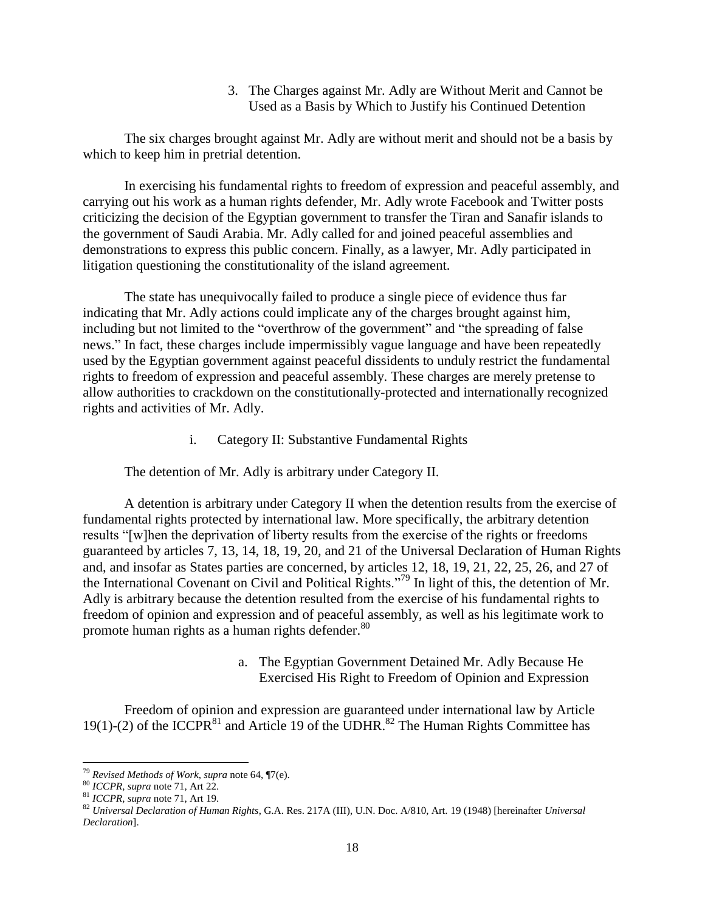### 3. The Charges against Mr. Adly are Without Merit and Cannot be Used as a Basis by Which to Justify his Continued Detention

The six charges brought against Mr. Adly are without merit and should not be a basis by which to keep him in pretrial detention.

In exercising his fundamental rights to freedom of expression and peaceful assembly, and carrying out his work as a human rights defender, Mr. Adly wrote Facebook and Twitter posts criticizing the decision of the Egyptian government to transfer the Tiran and Sanafir islands to the government of Saudi Arabia. Mr. Adly called for and joined peaceful assemblies and demonstrations to express this public concern. Finally, as a lawyer, Mr. Adly participated in litigation questioning the constitutionality of the island agreement.

The state has unequivocally failed to produce a single piece of evidence thus far indicating that Mr. Adly actions could implicate any of the charges brought against him, including but not limited to the "overthrow of the government" and "the spreading of false news." In fact, these charges include impermissibly vague language and have been repeatedly used by the Egyptian government against peaceful dissidents to unduly restrict the fundamental rights to freedom of expression and peaceful assembly. These charges are merely pretense to allow authorities to crackdown on the constitutionally-protected and internationally recognized rights and activities of Mr. Adly.

#### i. Category II: Substantive Fundamental Rights

The detention of Mr. Adly is arbitrary under Category II.

A detention is arbitrary under Category II when the detention results from the exercise of fundamental rights protected by international law. More specifically, the arbitrary detention results "[w]hen the deprivation of liberty results from the exercise of the rights or freedoms guaranteed by articles 7, 13, 14, 18, 19, 20, and 21 of the Universal Declaration of Human Rights and, and insofar as States parties are concerned, by articles 12, 18, 19, 21, 22, 25, 26, and 27 of the International Covenant on Civil and Political Rights."[79] In light of this, the detention of Mr. Adly is arbitrary because the detention resulted from the exercise of his fundamental rights to freedom of opinion and expression and of peaceful assembly, as well as his legitimate work to promote human rights as a human rights defender.[80]

##### a. The Egyptian Government Detained Mr. Adly Because He Exercised His Right to Freedom of Opinion and Expression

Freedom of opinion and expression are guaranteed under international law by Article 19(1)-(2) of the ICCPR[81] and Article 19 of the UDHR.[82] The Human Rights Committee has

---

[79] *Revised Methods of Work*, *supra* note 64, ¶7(e).

[80] *ICCPR*, *supra* note 71, Art 22.

[81] *ICCPR*, *supra* note 71, Art 19.

[82] *Universal Declaration of Human Rights*, G.A. Res. 217A (III), U.N. Doc. A/810, Art. 19 (1948) [hereinafter *Universal Declaration*].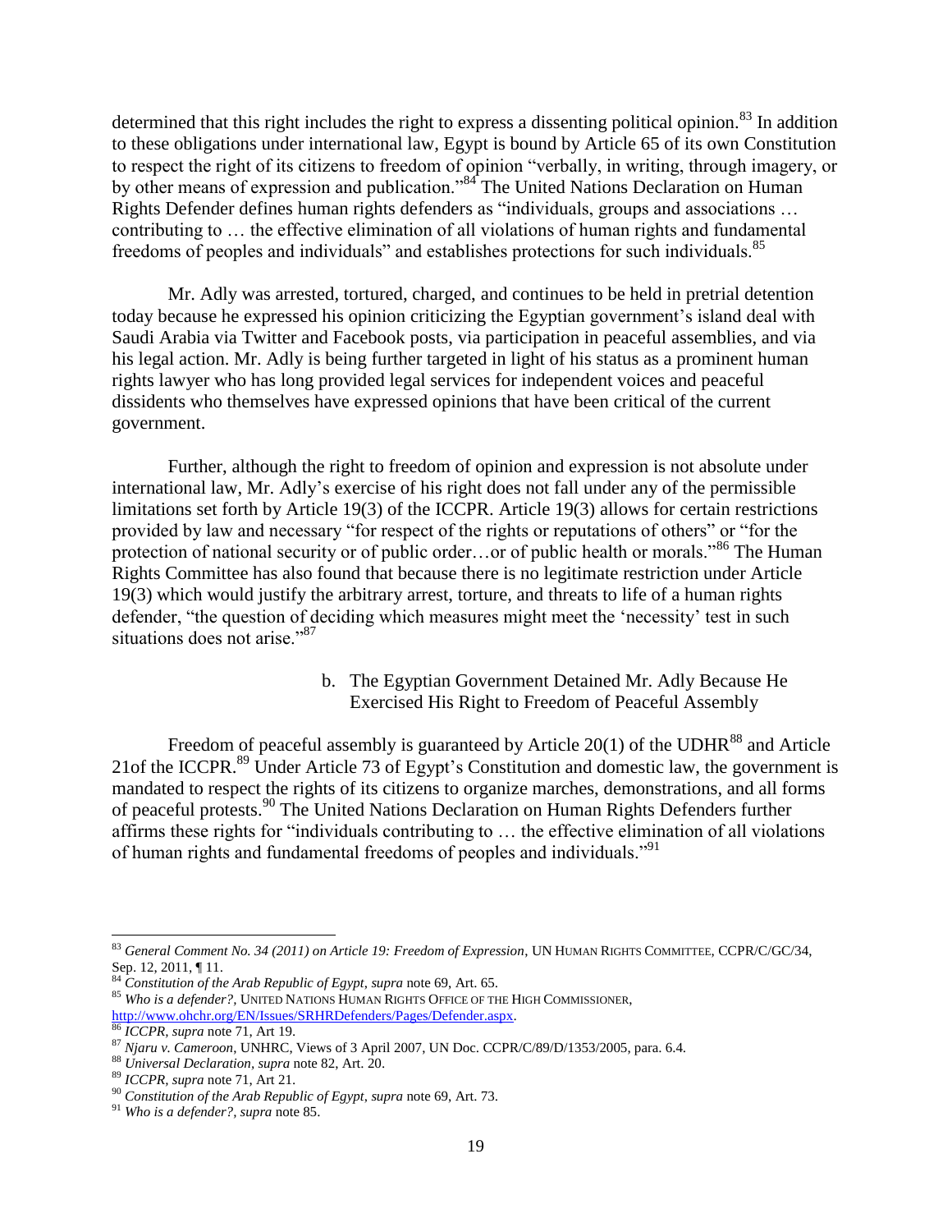determined that this right includes the right to express a dissenting political opinion.[83] In addition to these obligations under international law, Egypt is bound by Article 65 of its own Constitution to respect the right of its citizens to freedom of opinion "verbally, in writing, through imagery, or by other means of expression and publication."[84] The United Nations Declaration on Human Rights Defender defines human rights defenders as "individuals, groups and associations … contributing to … the effective elimination of all violations of human rights and fundamental freedoms of peoples and individuals" and establishes protections for such individuals.[85]

Mr. Adly was arrested, tortured, charged, and continues to be held in pretrial detention today because he expressed his opinion criticizing the Egyptian government's island deal with Saudi Arabia via Twitter and Facebook posts, via participation in peaceful assemblies, and via his legal action. Mr. Adly is being further targeted in light of his status as a prominent human rights lawyer who has long provided legal services for independent voices and peaceful dissidents who themselves have expressed opinions that have been critical of the current government.

Further, although the right to freedom of opinion and expression is not absolute under international law, Mr. Adly's exercise of his right does not fall under any of the permissible limitations set forth by Article 19(3) of the ICCPR. Article 19(3) allows for certain restrictions provided by law and necessary "for respect of the rights or reputations of others" or "for the protection of national security or of public order…or of public health or morals."[86] The Human Rights Committee has also found that because there is no legitimate restriction under Article 19(3) which would justify the arbitrary arrest, torture, and threats to life of a human rights defender, "the question of deciding which measures might meet the 'necessity' test in such situations does not arise."[87]

b. The Egyptian Government Detained Mr. Adly Because He Exercised His Right to Freedom of Peaceful Assembly

Freedom of peaceful assembly is guaranteed by Article 20(1) of the UDHR[88] and Article 21of the ICCPR.[89] Under Article 73 of Egypt's Constitution and domestic law, the government is mandated to respect the rights of its citizens to organize marches, demonstrations, and all forms of peaceful protests.[90] The United Nations Declaration on Human Rights Defenders further affirms these rights for "individuals contributing to … the effective elimination of all violations of human rights and fundamental freedoms of peoples and individuals."[91]

---

[83] *General Comment No. 34 (2011) on Article 19: Freedom of Expression*, UN HUMAN RIGHTS COMMITTEE, CCPR/C/GC/34, Sep. 12, 2011, ¶ 11.

[84] *Constitution of the Arab Republic of Egypt*, *supra* note 69, Art. 65.

[85] *Who is a defender?,* UNITED NATIONS HUMAN RIGHTS OFFICE OF THE HIGH COMMISSIONER, http://www.ohchr.org/EN/Issues/SRHRDefenders/Pages/Defender.aspx.

[86] *ICCPR*, *supra* note 71, Art 19.

[87] *Njaru v. Cameroon*, UNHRC, Views of 3 April 2007, UN Doc. CCPR/C/89/D/1353/2005, para. 6.4.

[88] *Universal Declaration*, *supra* note 82, Art. 20.

[89] *ICCPR*, *supra* note 71, Art 21.

[90] *Constitution of the Arab Republic of Egypt*, *supra* note 69, Art. 73.

[91] *Who is a defender?*, *supra* note 85.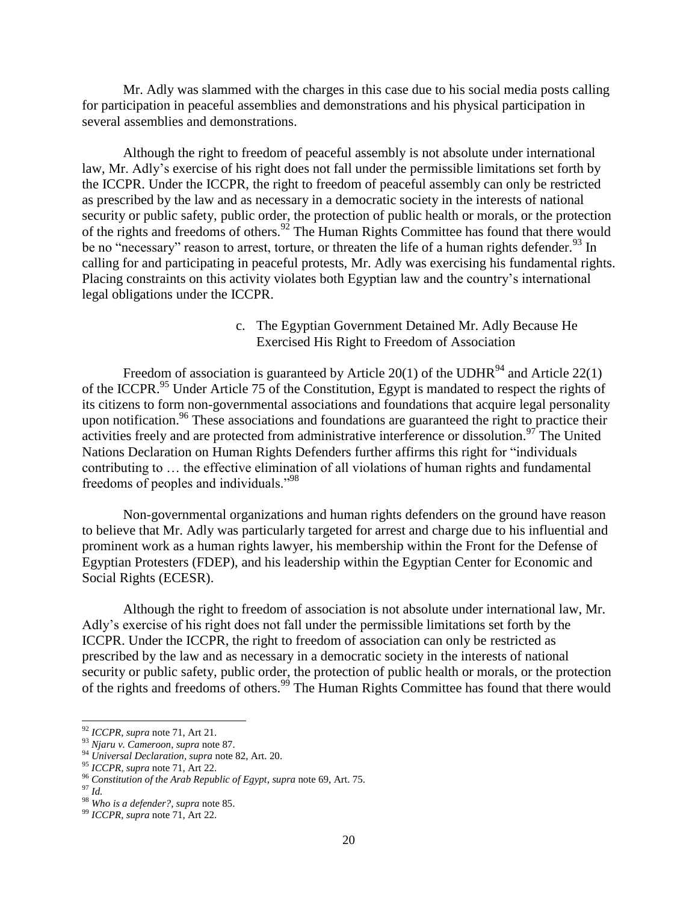Mr. Adly was slammed with the charges in this case due to his social media posts calling for participation in peaceful assemblies and demonstrations and his physical participation in several assemblies and demonstrations.

Although the right to freedom of peaceful assembly is not absolute under international law, Mr. Adly's exercise of his right does not fall under the permissible limitations set forth by the ICCPR. Under the ICCPR, the right to freedom of peaceful assembly can only be restricted as prescribed by the law and as necessary in a democratic society in the interests of national security or public safety, public order, the protection of public health or morals, or the protection of the rights and freedoms of others.[92] The Human Rights Committee has found that there would be no "necessary" reason to arrest, torture, or threaten the life of a human rights defender.[93] In calling for and participating in peaceful protests, Mr. Adly was exercising his fundamental rights. Placing constraints on this activity violates both Egyptian law and the country's international legal obligations under the ICCPR.

### c. The Egyptian Government Detained Mr. Adly Because He Exercised His Right to Freedom of Association

Freedom of association is guaranteed by Article 20(1) of the UDHR[94] and Article 22(1) of the ICCPR.[95] Under Article 75 of the Constitution, Egypt is mandated to respect the rights of its citizens to form non-governmental associations and foundations that acquire legal personality upon notification.[96] These associations and foundations are guaranteed the right to practice their activities freely and are protected from administrative interference or dissolution.[97] The United Nations Declaration on Human Rights Defenders further affirms this right for "individuals contributing to … the effective elimination of all violations of human rights and fundamental freedoms of peoples and individuals."[98]

Non-governmental organizations and human rights defenders on the ground have reason to believe that Mr. Adly was particularly targeted for arrest and charge due to his influential and prominent work as a human rights lawyer, his membership within the Front for the Defense of Egyptian Protesters (FDEP), and his leadership within the Egyptian Center for Economic and Social Rights (ECESR).

Although the right to freedom of association is not absolute under international law, Mr. Adly's exercise of his right does not fall under the permissible limitations set forth by the ICCPR. Under the ICCPR, the right to freedom of association can only be restricted as prescribed by the law and as necessary in a democratic society in the interests of national security or public safety, public order, the protection of public health or morals, or the protection of the rights and freedoms of others.[99] The Human Rights Committee has found that there would

---

[92] *ICCPR, supra* note 71, Art 21.

[93] *Njaru v. Cameroon*, *supra* note 87.

[94] *Universal Declaration*, *supra* note 82, Art. 20.

[95] *ICCPR, supra* note 71, Art 22.

[96] *Constitution of the Arab Republic of Egypt*, *supra* note 69, Art. 75.

[97] *Id.*

[98] *Who is a defender?*, *supra* note 85.

[99] *ICCPR, supra* note 71, Art 22.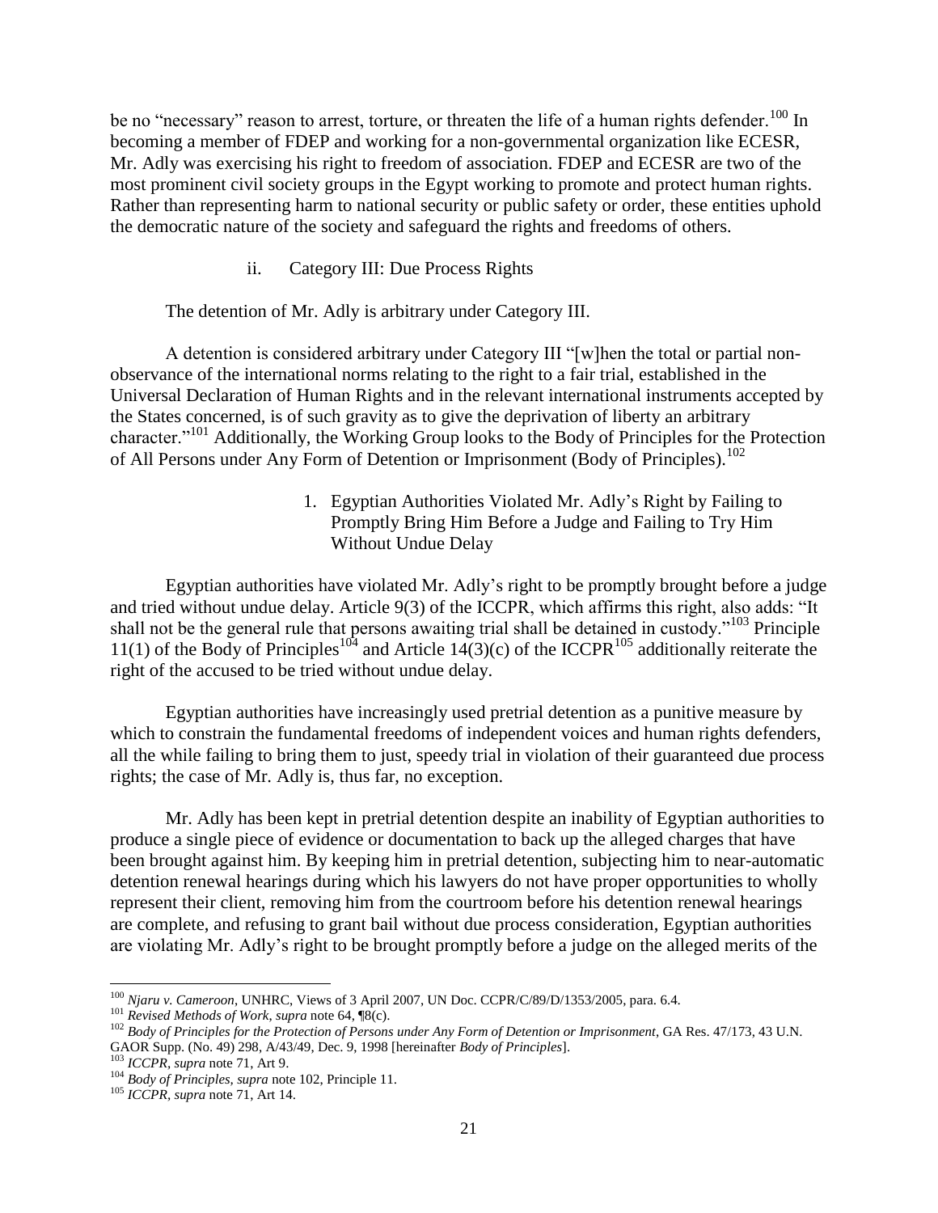be no "necessary" reason to arrest, torture, or threaten the life of a human rights defender.[100] In becoming a member of FDEP and working for a non-governmental organization like ECESR, Mr. Adly was exercising his right to freedom of association. FDEP and ECESR are two of the most prominent civil society groups in the Egypt working to promote and protect human rights. Rather than representing harm to national security or public safety or order, these entities uphold the democratic nature of the society and safeguard the rights and freedoms of others.

ii. Category III: Due Process Rights

The detention of Mr. Adly is arbitrary under Category III.

A detention is considered arbitrary under Category III "[w]hen the total or partial non-observance of the international norms relating to the right to a fair trial, established in the Universal Declaration of Human Rights and in the relevant international instruments accepted by the States concerned, is of such gravity as to give the deprivation of liberty an arbitrary character."[101] Additionally, the Working Group looks to the Body of Principles for the Protection of All Persons under Any Form of Detention or Imprisonment (Body of Principles).[102]

1. Egyptian Authorities Violated Mr. Adly's Right by Failing to Promptly Bring Him Before a Judge and Failing to Try Him Without Undue Delay

Egyptian authorities have violated Mr. Adly's right to be promptly brought before a judge and tried without undue delay. Article 9(3) of the ICCPR, which affirms this right, also adds: "It shall not be the general rule that persons awaiting trial shall be detained in custody."[103] Principle 11(1) of the Body of Principles[104] and Article 14(3)(c) of the ICCPR[105] additionally reiterate the right of the accused to be tried without undue delay.

Egyptian authorities have increasingly used pretrial detention as a punitive measure by which to constrain the fundamental freedoms of independent voices and human rights defenders, all the while failing to bring them to just, speedy trial in violation of their guaranteed due process rights; the case of Mr. Adly is, thus far, no exception.

Mr. Adly has been kept in pretrial detention despite an inability of Egyptian authorities to produce a single piece of evidence or documentation to back up the alleged charges that have been brought against him. By keeping him in pretrial detention, subjecting him to near-automatic detention renewal hearings during which his lawyers do not have proper opportunities to wholly represent their client, removing him from the courtroom before his detention renewal hearings are complete, and refusing to grant bail without due process consideration, Egyptian authorities are violating Mr. Adly's right to be brought promptly before a judge on the alleged merits of the

---

[100] *Njaru v. Cameroon*, UNHRC, Views of 3 April 2007, UN Doc. CCPR/C/89/D/1353/2005, para. 6.4.

[101] *Revised Methods of Work*, *supra* note 64, ¶8(c).

[102] *Body of Principles for the Protection of Persons under Any Form of Detention or Imprisonment*, GA Res. 47/173, 43 U.N. GAOR Supp. (No. 49) 298, A/43/49, Dec. 9, 1998 [hereinafter *Body of Principles*].

[103] *ICCPR*, *supra* note 71, Art 9.

[104] *Body of Principles, supra* note 102, Principle 11.

[105] *ICCPR*, *supra* note 71, Art 14.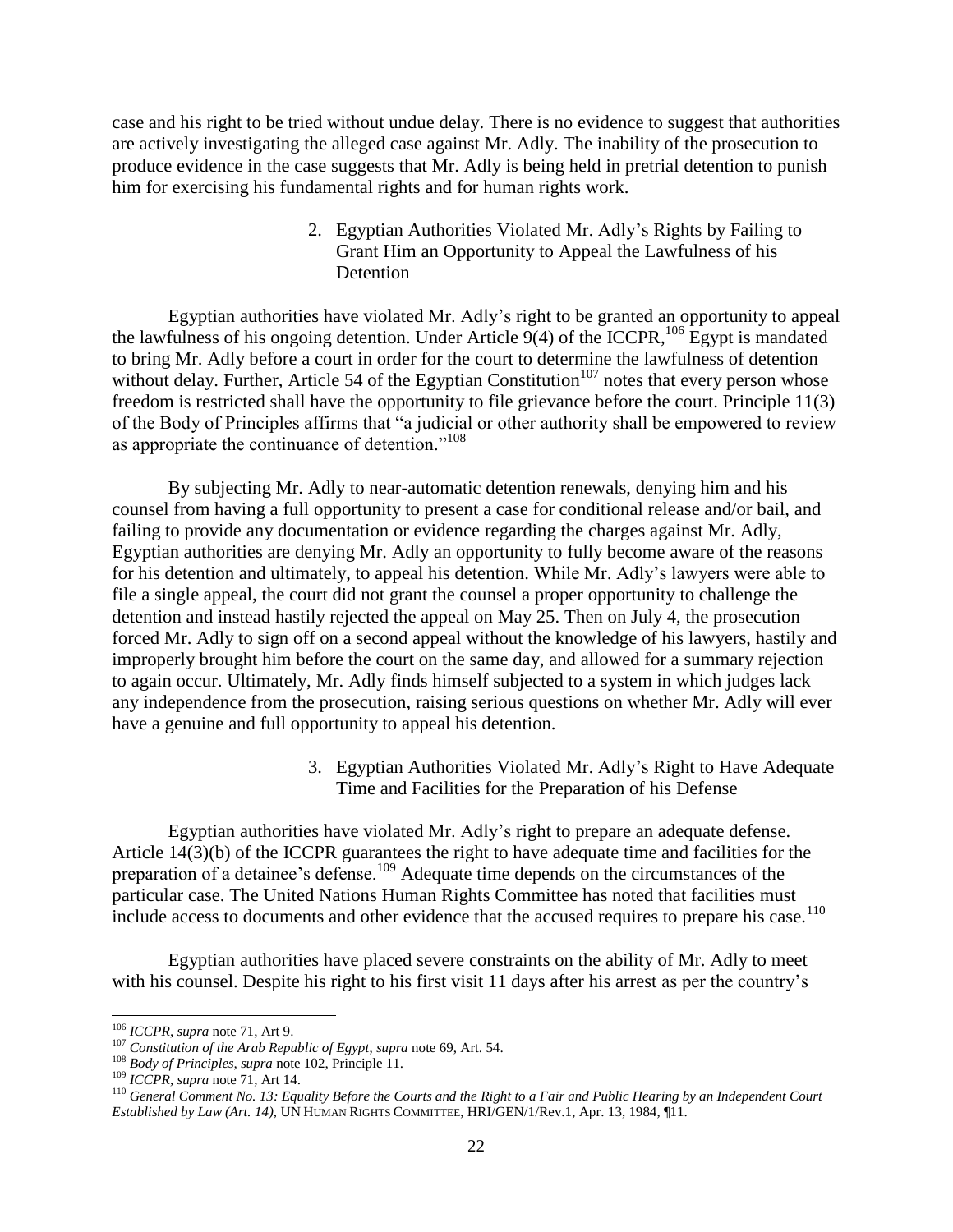case and his right to be tried without undue delay. There is no evidence to suggest that authorities are actively investigating the alleged case against Mr. Adly. The inability of the prosecution to produce evidence in the case suggests that Mr. Adly is being held in pretrial detention to punish him for exercising his fundamental rights and for human rights work.

### 2. Egyptian Authorities Violated Mr. Adly's Rights by Failing to Grant Him an Opportunity to Appeal the Lawfulness of his Detention

Egyptian authorities have violated Mr. Adly's right to be granted an opportunity to appeal the lawfulness of his ongoing detention. Under Article 9(4) of the ICCPR,[106] Egypt is mandated to bring Mr. Adly before a court in order for the court to determine the lawfulness of detention without delay. Further, Article 54 of the Egyptian Constitution[107] notes that every person whose freedom is restricted shall have the opportunity to file grievance before the court. Principle 11(3) of the Body of Principles affirms that "a judicial or other authority shall be empowered to review as appropriate the continuance of detention."[108]

By subjecting Mr. Adly to near-automatic detention renewals, denying him and his counsel from having a full opportunity to present a case for conditional release and/or bail, and failing to provide any documentation or evidence regarding the charges against Mr. Adly, Egyptian authorities are denying Mr. Adly an opportunity to fully become aware of the reasons for his detention and ultimately, to appeal his detention. While Mr. Adly's lawyers were able to file a single appeal, the court did not grant the counsel a proper opportunity to challenge the detention and instead hastily rejected the appeal on May 25. Then on July 4, the prosecution forced Mr. Adly to sign off on a second appeal without the knowledge of his lawyers, hastily and improperly brought him before the court on the same day, and allowed for a summary rejection to again occur. Ultimately, Mr. Adly finds himself subjected to a system in which judges lack any independence from the prosecution, raising serious questions on whether Mr. Adly will ever have a genuine and full opportunity to appeal his detention.

### 3. Egyptian Authorities Violated Mr. Adly's Right to Have Adequate Time and Facilities for the Preparation of his Defense

Egyptian authorities have violated Mr. Adly's right to prepare an adequate defense. Article 14(3)(b) of the ICCPR guarantees the right to have adequate time and facilities for the preparation of a detainee's defense.[109] Adequate time depends on the circumstances of the particular case. The United Nations Human Rights Committee has noted that facilities must include access to documents and other evidence that the accused requires to prepare his case.[110]

Egyptian authorities have placed severe constraints on the ability of Mr. Adly to meet with his counsel. Despite his right to his first visit 11 days after his arrest as per the country's

---

[106] *ICCPR*, *supra* note 71, Art 9.

[107] *Constitution of the Arab Republic of Egypt*, *supra* note 69, Art. 54.

[108] *Body of Principles*, *supra* note 102, Principle 11.

[109] *ICCPR*, *supra* note 71, Art 14.

[110] *General Comment No. 13: Equality Before the Courts and the Right to a Fair and Public Hearing by an Independent Court Established by Law (Art. 14)*, UN HUMAN RIGHTS COMMITTEE, HRI/GEN/1/Rev.1, Apr. 13, 1984, ¶11.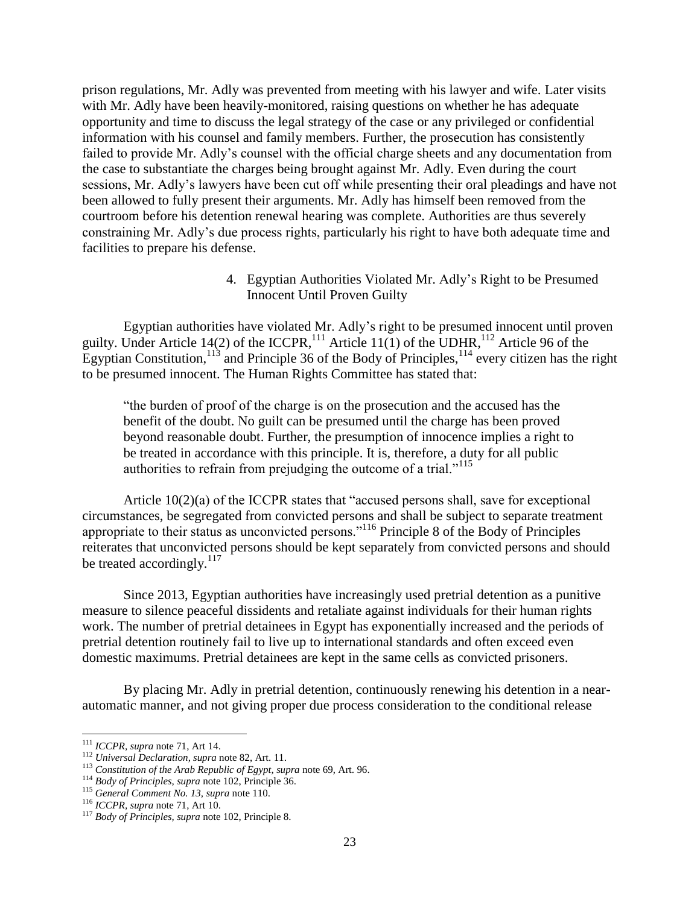prison regulations, Mr. Adly was prevented from meeting with his lawyer and wife. Later visits with Mr. Adly have been heavily-monitored, raising questions on whether he has adequate opportunity and time to discuss the legal strategy of the case or any privileged or confidential information with his counsel and family members. Further, the prosecution has consistently failed to provide Mr. Adly's counsel with the official charge sheets and any documentation from the case to substantiate the charges being brought against Mr. Adly. Even during the court sessions, Mr. Adly's lawyers have been cut off while presenting their oral pleadings and have not been allowed to fully present their arguments. Mr. Adly has himself been removed from the courtroom before his detention renewal hearing was complete. Authorities are thus severely constraining Mr. Adly's due process rights, particularly his right to have both adequate time and facilities to prepare his defense.

#### 4. Egyptian Authorities Violated Mr. Adly's Right to be Presumed Innocent Until Proven Guilty

Egyptian authorities have violated Mr. Adly's right to be presumed innocent until proven guilty. Under Article 14(2) of the ICCPR,[111] Article 11(1) of the UDHR,[112] Article 96 of the Egyptian Constitution,[113] and Principle 36 of the Body of Principles,[114] every citizen has the right to be presumed innocent. The Human Rights Committee has stated that:

> "the burden of proof of the charge is on the prosecution and the accused has the benefit of the doubt. No guilt can be presumed until the charge has been proved beyond reasonable doubt. Further, the presumption of innocence implies a right to be treated in accordance with this principle. It is, therefore, a duty for all public authorities to refrain from prejudging the outcome of a trial."[115]

Article 10(2)(a) of the ICCPR states that "accused persons shall, save for exceptional circumstances, be segregated from convicted persons and shall be subject to separate treatment appropriate to their status as unconvicted persons."[116] Principle 8 of the Body of Principles reiterates that unconvicted persons should be kept separately from convicted persons and should be treated accordingly.[117]

Since 2013, Egyptian authorities have increasingly used pretrial detention as a punitive measure to silence peaceful dissidents and retaliate against individuals for their human rights work. The number of pretrial detainees in Egypt has exponentially increased and the periods of pretrial detention routinely fail to live up to international standards and often exceed even domestic maximums. Pretrial detainees are kept in the same cells as convicted prisoners.

By placing Mr. Adly in pretrial detention, continuously renewing his detention in a near-automatic manner, and not giving proper due process consideration to the conditional release

---

[111] *ICCPR, supra* note 71, Art 14.

[112] *Universal Declaration, supra* note 82, Art. 11.

[113] *Constitution of the Arab Republic of Egypt, supra* note 69, Art. 96.

[114] *Body of Principles, supra* note 102, Principle 36.

[115] *General Comment No. 13, supra* note 110.

[116] *ICCPR, supra* note 71, Art 10.

[117] *Body of Principles, supra* note 102, Principle 8.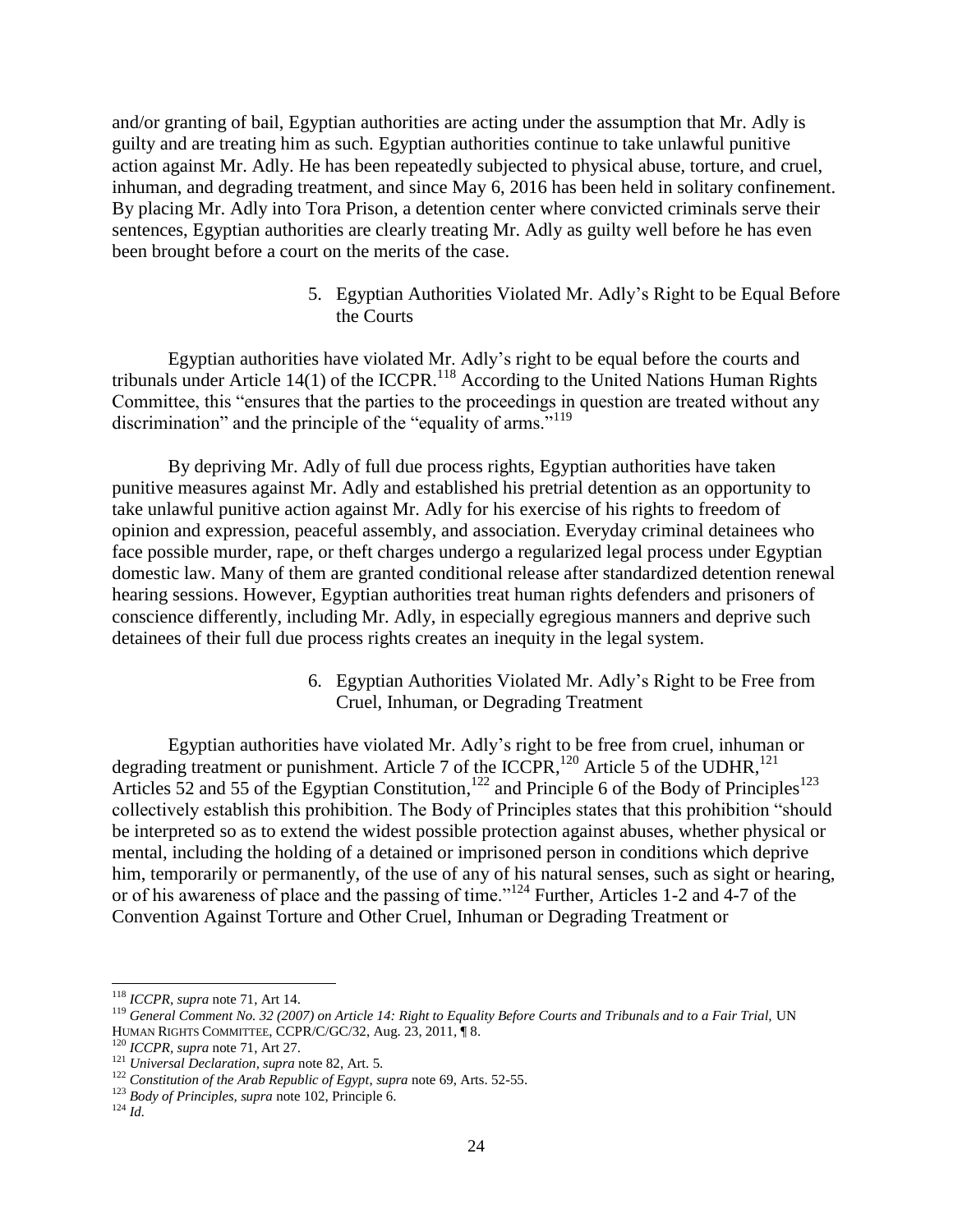and/or granting of bail, Egyptian authorities are acting under the assumption that Mr. Adly is guilty and are treating him as such. Egyptian authorities continue to take unlawful punitive action against Mr. Adly. He has been repeatedly subjected to physical abuse, torture, and cruel, inhuman, and degrading treatment, and since May 6, 2016 has been held in solitary confinement. By placing Mr. Adly into Tora Prison, a detention center where convicted criminals serve their sentences, Egyptian authorities are clearly treating Mr. Adly as guilty well before he has even been brought before a court on the merits of the case.

5. Egyptian Authorities Violated Mr. Adly's Right to be Equal Before the Courts

Egyptian authorities have violated Mr. Adly's right to be equal before the courts and tribunals under Article 14(1) of the ICCPR.[118] According to the United Nations Human Rights Committee, this "ensures that the parties to the proceedings in question are treated without any discrimination" and the principle of the "equality of arms."[119]

By depriving Mr. Adly of full due process rights, Egyptian authorities have taken punitive measures against Mr. Adly and established his pretrial detention as an opportunity to take unlawful punitive action against Mr. Adly for his exercise of his rights to freedom of opinion and expression, peaceful assembly, and association. Everyday criminal detainees who face possible murder, rape, or theft charges undergo a regularized legal process under Egyptian domestic law. Many of them are granted conditional release after standardized detention renewal hearing sessions. However, Egyptian authorities treat human rights defenders and prisoners of conscience differently, including Mr. Adly, in especially egregious manners and deprive such detainees of their full due process rights creates an inequity in the legal system.

6. Egyptian Authorities Violated Mr. Adly's Right to be Free from Cruel, Inhuman, or Degrading Treatment

Egyptian authorities have violated Mr. Adly's right to be free from cruel, inhuman or degrading treatment or punishment. Article 7 of the ICCPR,[120] Article 5 of the UDHR,[121] Articles 52 and 55 of the Egyptian Constitution,[122] and Principle 6 of the Body of Principles[123] collectively establish this prohibition. The Body of Principles states that this prohibition "should be interpreted so as to extend the widest possible protection against abuses, whether physical or mental, including the holding of a detained or imprisoned person in conditions which deprive him, temporarily or permanently, of the use of any of his natural senses, such as sight or hearing, or of his awareness of place and the passing of time."[124] Further, Articles 1-2 and 4-7 of the Convention Against Torture and Other Cruel, Inhuman or Degrading Treatment or

---

[118] *ICCPR*, *supra* note 71, Art 14.

[119] *General Comment No. 32 (2007) on Article 14: Right to Equality Before Courts and Tribunals and to a Fair Trial,* UN HUMAN RIGHTS COMMITTEE, CCPR/C/GC/32, Aug. 23, 2011, ¶ 8.

[120] *ICCPR*, *supra* note 71, Art 27.

[121] *Universal Declaration*, *supra* note 82, Art. 5.

[122] *Constitution of the Arab Republic of Egypt*, *supra* note 69, Arts. 52-55.

[123] *Body of Principles*, *supra* note 102, Principle 6.

[124] *Id.*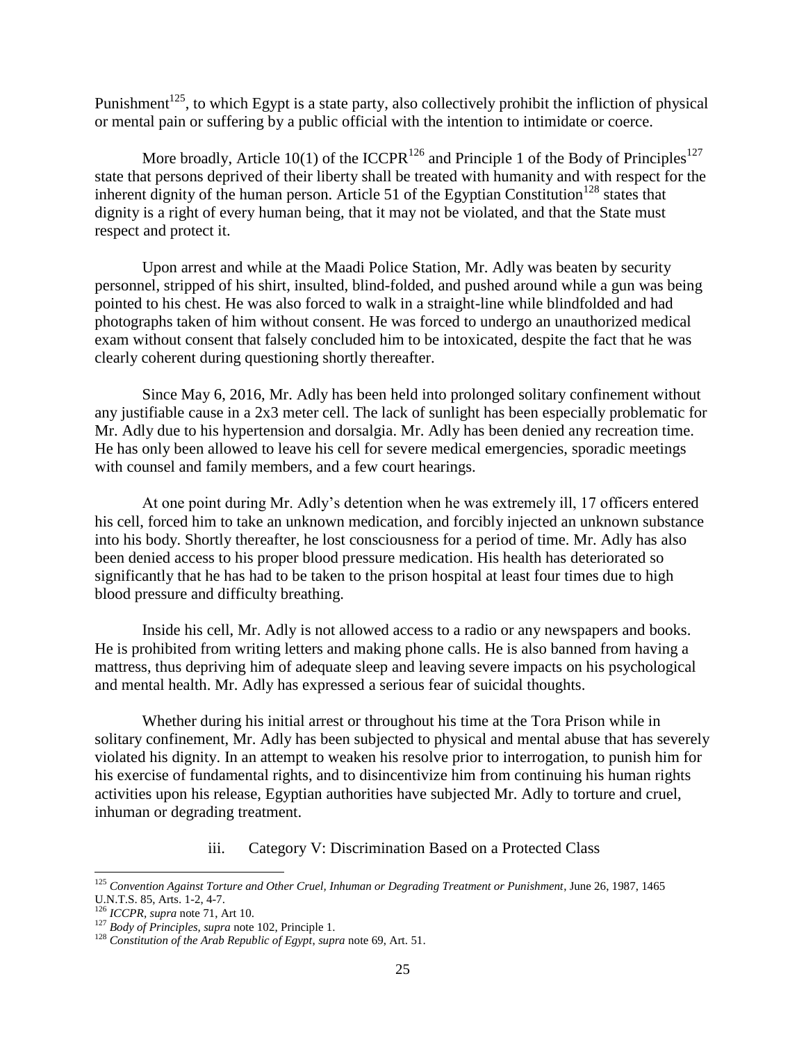Punishment[125], to which Egypt is a state party, also collectively prohibit the infliction of physical or mental pain or suffering by a public official with the intention to intimidate or coerce.

More broadly, Article 10(1) of the ICCPR[126] and Principle 1 of the Body of Principles[127] state that persons deprived of their liberty shall be treated with humanity and with respect for the inherent dignity of the human person. Article 51 of the Egyptian Constitution[128] states that dignity is a right of every human being, that it may not be violated, and that the State must respect and protect it.

Upon arrest and while at the Maadi Police Station, Mr. Adly was beaten by security personnel, stripped of his shirt, insulted, blind-folded, and pushed around while a gun was being pointed to his chest. He was also forced to walk in a straight-line while blindfolded and had photographs taken of him without consent. He was forced to undergo an unauthorized medical exam without consent that falsely concluded him to be intoxicated, despite the fact that he was clearly coherent during questioning shortly thereafter.

Since May 6, 2016, Mr. Adly has been held into prolonged solitary confinement without any justifiable cause in a 2x3 meter cell. The lack of sunlight has been especially problematic for Mr. Adly due to his hypertension and dorsalgia. Mr. Adly has been denied any recreation time. He has only been allowed to leave his cell for severe medical emergencies, sporadic meetings with counsel and family members, and a few court hearings.

At one point during Mr. Adly's detention when he was extremely ill, 17 officers entered his cell, forced him to take an unknown medication, and forcibly injected an unknown substance into his body. Shortly thereafter, he lost consciousness for a period of time. Mr. Adly has also been denied access to his proper blood pressure medication. His health has deteriorated so significantly that he has had to be taken to the prison hospital at least four times due to high blood pressure and difficulty breathing.

Inside his cell, Mr. Adly is not allowed access to a radio or any newspapers and books. He is prohibited from writing letters and making phone calls. He is also banned from having a mattress, thus depriving him of adequate sleep and leaving severe impacts on his psychological and mental health. Mr. Adly has expressed a serious fear of suicidal thoughts.

Whether during his initial arrest or throughout his time at the Tora Prison while in solitary confinement, Mr. Adly has been subjected to physical and mental abuse that has severely violated his dignity. In an attempt to weaken his resolve prior to interrogation, to punish him for his exercise of fundamental rights, and to disincentivize him from continuing his human rights activities upon his release, Egyptian authorities have subjected Mr. Adly to torture and cruel, inhuman or degrading treatment.

### iii. Category V: Discrimination Based on a Protected Class

---

[125] *Convention Against Torture and Other Cruel, Inhuman or Degrading Treatment or Punishment*, June 26, 1987, 1465 U.N.T.S. 85, Arts. 1-2, 4-7.

[126] *ICCPR, supra* note 71, Art 10.

[127] *Body of Principles, supra* note 102, Principle 1.

[128] *Constitution of the Arab Republic of Egypt*, *supra* note 69, Art. 51.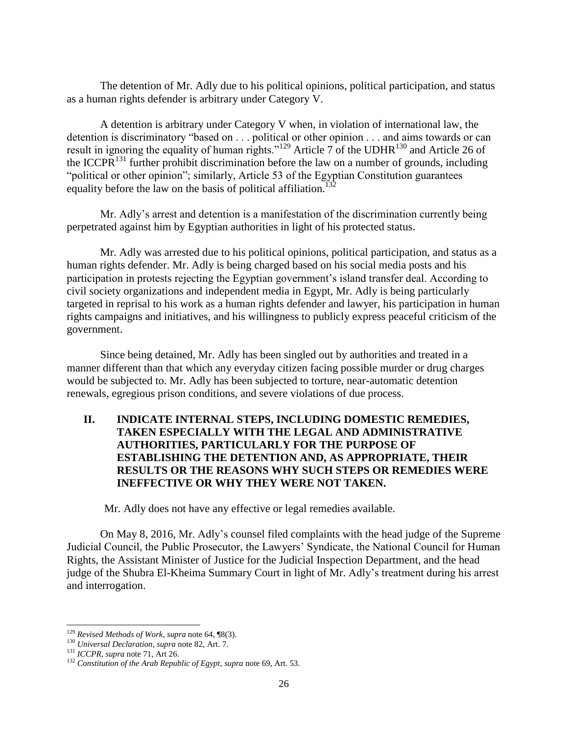The detention of Mr. Adly due to his political opinions, political participation, and status as a human rights defender is arbitrary under Category V.

A detention is arbitrary under Category V when, in violation of international law, the detention is discriminatory "based on . . . political or other opinion . . . and aims towards or can result in ignoring the equality of human rights."[129] Article 7 of the UDHR[130] and Article 26 of the ICCPR[131] further prohibit discrimination before the law on a number of grounds, including "political or other opinion"; similarly, Article 53 of the Egyptian Constitution guarantees equality before the law on the basis of political affiliation.[132]

Mr. Adly's arrest and detention is a manifestation of the discrimination currently being perpetrated against him by Egyptian authorities in light of his protected status.

Mr. Adly was arrested due to his political opinions, political participation, and status as a human rights defender. Mr. Adly is being charged based on his social media posts and his participation in protests rejecting the Egyptian government's island transfer deal. According to civil society organizations and independent media in Egypt, Mr. Adly is being particularly targeted in reprisal to his work as a human rights defender and lawyer, his participation in human rights campaigns and initiatives, and his willingness to publicly express peaceful criticism of the government.

Since being detained, Mr. Adly has been singled out by authorities and treated in a manner different than that which any everyday citizen facing possible murder or drug charges would be subjected to. Mr. Adly has been subjected to torture, near-automatic detention renewals, egregious prison conditions, and severe violations of due process.

## II. INDICATE INTERNAL STEPS, INCLUDING DOMESTIC REMEDIES, TAKEN ESPECIALLY WITH THE LEGAL AND ADMINISTRATIVE AUTHORITIES, PARTICULARLY FOR THE PURPOSE OF ESTABLISHING THE DETENTION AND, AS APPROPRIATE, THEIR RESULTS OR THE REASONS WHY SUCH STEPS OR REMEDIES WERE INEFFECTIVE OR WHY THEY WERE NOT TAKEN.

Mr. Adly does not have any effective or legal remedies available.

On May 8, 2016, Mr. Adly's counsel filed complaints with the head judge of the Supreme Judicial Council, the Public Prosecutor, the Lawyers' Syndicate, the National Council for Human Rights, the Assistant Minister of Justice for the Judicial Inspection Department, and the head judge of the Shubra El-Kheima Summary Court in light of Mr. Adly's treatment during his arrest and interrogation.

---

[129] *Revised Methods of Work*, *supra* note 64, ¶8(3).

[130] *Universal Declaration*, *supra* note 82, Art. 7.

[131] *ICCPR*, *supra* note 71, Art 26.

[132] *Constitution of the Arab Republic of Egypt*, *supra* note 69, Art. 53.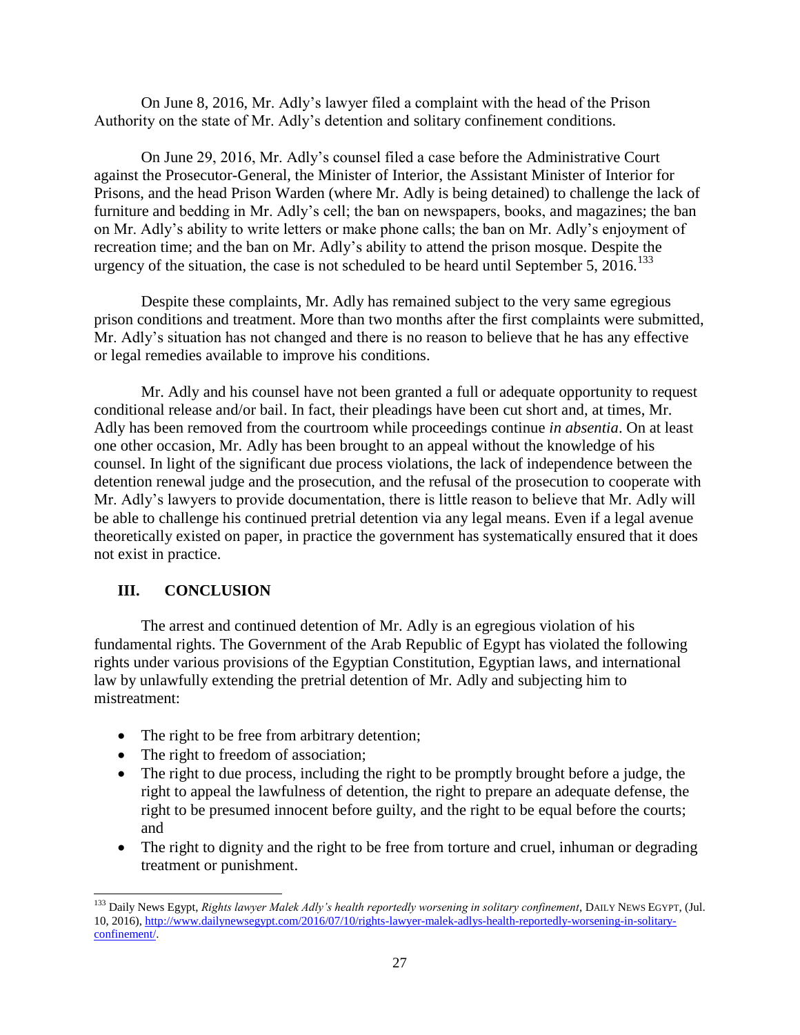On June 8, 2016, Mr. Adly's lawyer filed a complaint with the head of the Prison Authority on the state of Mr. Adly's detention and solitary confinement conditions.

On June 29, 2016, Mr. Adly's counsel filed a case before the Administrative Court against the Prosecutor-General, the Minister of Interior, the Assistant Minister of Interior for Prisons, and the head Prison Warden (where Mr. Adly is being detained) to challenge the lack of furniture and bedding in Mr. Adly's cell; the ban on newspapers, books, and magazines; the ban on Mr. Adly's ability to write letters or make phone calls; the ban on Mr. Adly's enjoyment of recreation time; and the ban on Mr. Adly's ability to attend the prison mosque. Despite the urgency of the situation, the case is not scheduled to be heard until September 5, 2016.[133]

Despite these complaints, Mr. Adly has remained subject to the very same egregious prison conditions and treatment. More than two months after the first complaints were submitted, Mr. Adly's situation has not changed and there is no reason to believe that he has any effective or legal remedies available to improve his conditions.

Mr. Adly and his counsel have not been granted a full or adequate opportunity to request conditional release and/or bail. In fact, their pleadings have been cut short and, at times, Mr. Adly has been removed from the courtroom while proceedings continue *in absentia*. On at least one other occasion, Mr. Adly has been brought to an appeal without the knowledge of his counsel. In light of the significant due process violations, the lack of independence between the detention renewal judge and the prosecution, and the refusal of the prosecution to cooperate with Mr. Adly's lawyers to provide documentation, there is little reason to believe that Mr. Adly will be able to challenge his continued pretrial detention via any legal means. Even if a legal avenue theoretically existed on paper, in practice the government has systematically ensured that it does not exist in practice.

## III. CONCLUSION

The arrest and continued detention of Mr. Adly is an egregious violation of his fundamental rights. The Government of the Arab Republic of Egypt has violated the following rights under various provisions of the Egyptian Constitution, Egyptian laws, and international law by unlawfully extending the pretrial detention of Mr. Adly and subjecting him to mistreatment:

- The right to be free from arbitrary detention;
- The right to freedom of association;
- The right to due process, including the right to be promptly brought before a judge, the right to appeal the lawfulness of detention, the right to prepare an adequate defense, the right to be presumed innocent before guilty, and the right to be equal before the courts; and
- The right to dignity and the right to be free from torture and cruel, inhuman or degrading treatment or punishment.

---

[133] Daily News Egypt, *Rights lawyer Malek Adly's health reportedly worsening in solitary confinement*, DAILY NEWS EGYPT, (Jul. 10, 2016), http://www.dailynewsegypt.com/2016/07/10/rights-lawyer-malek-adlys-health-reportedly-worsening-in-solitary-confinement/.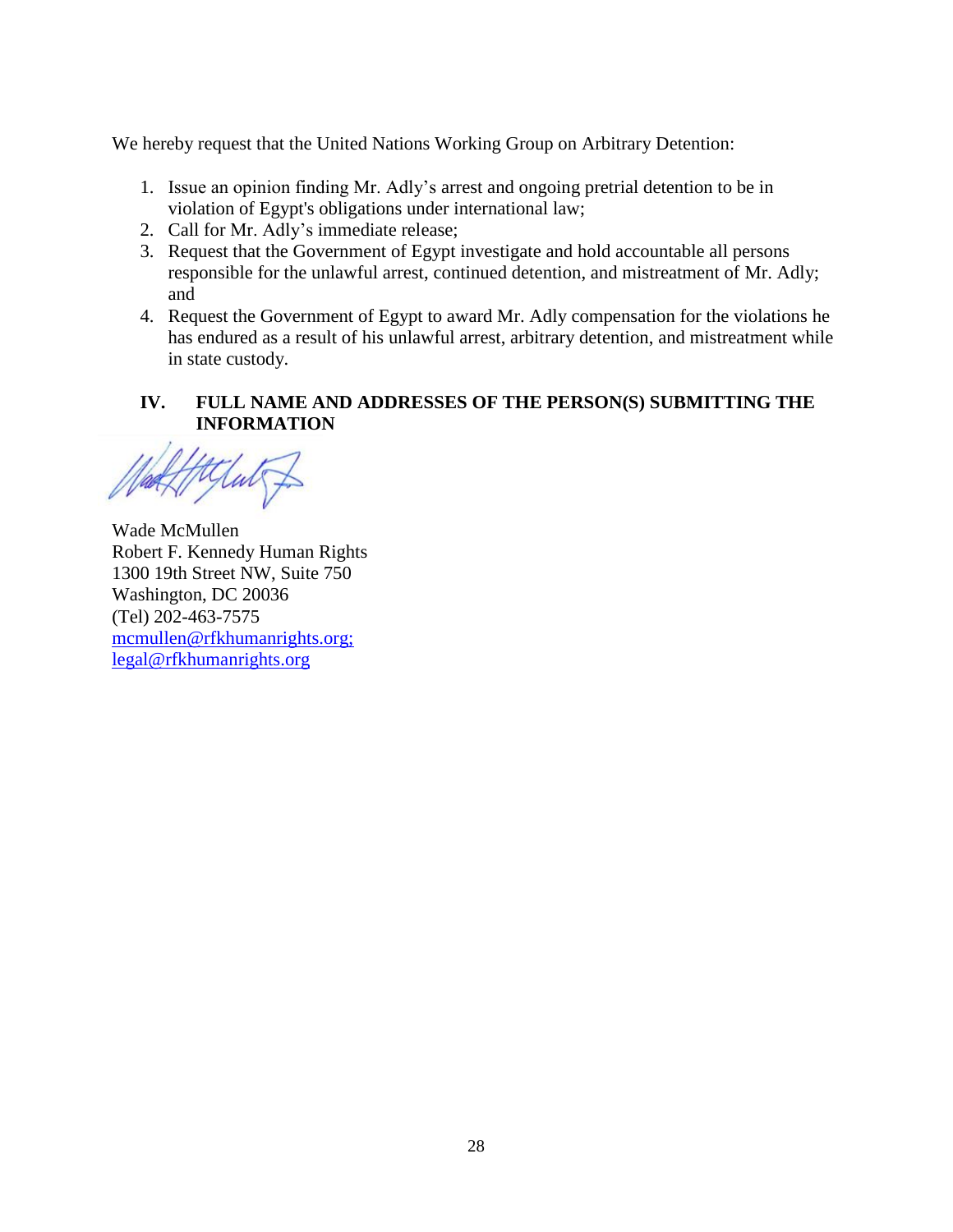We hereby request that the United Nations Working Group on Arbitrary Detention:

1. Issue an opinion finding Mr. Adly's arrest and ongoing pretrial detention to be in violation of Egypt's obligations under international law;
2. Call for Mr. Adly's immediate release;
3. Request that the Government of Egypt investigate and hold accountable all persons responsible for the unlawful arrest, continued detention, and mistreatment of Mr. Adly; and
4. Request the Government of Egypt to award Mr. Adly compensation for the violations he has endured as a result of his unlawful arrest, arbitrary detention, and mistreatment while in state custody.

## IV. FULL NAME AND ADDRESSES OF THE PERSON(S) SUBMITTING THE INFORMATION

Wade McMullen
Robert F. Kennedy Human Rights
1300 19th Street NW, Suite 750
Washington, DC 20036
(Tel) 202-463-7575
mcmullen@rfkhumanrights.org;
legal@rfkhumanrights.org